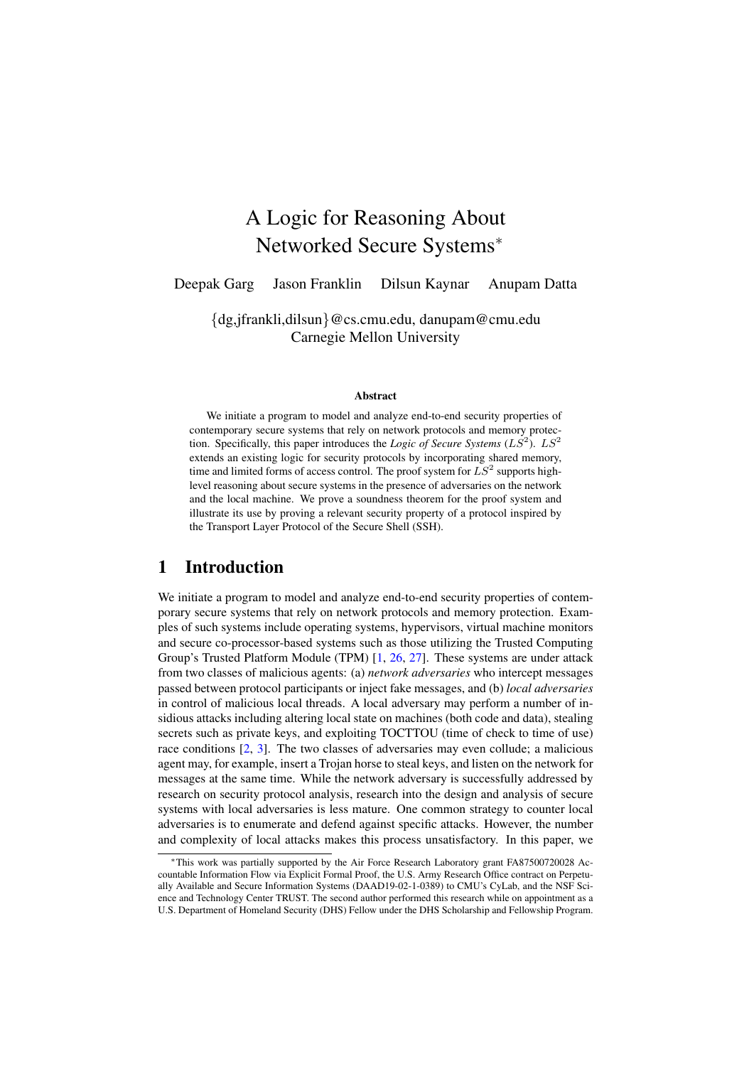# A Logic for Reasoning About Networked Secure Systems*

Deepak Garg Jason Franklin Dilsun Kaynar Anupam Datta

{dg,jfrankli,dilsun}@cs.cmu.edu, danupam@cmu.edu
Carnegie Mellon University

### Abstract

We initiate a program to model and analyze end-to-end security properties of contemporary secure systems that rely on network protocols and memory protection. Specifically, this paper introduces the *Logic of Secure Systems* ($LS^2$). $LS^2$ extends an existing logic for security protocols by incorporating shared memory, time and limited forms of access control. The proof system for $LS^2$ supports high-level reasoning about secure systems in the presence of adversaries on the network and the local machine. We prove a soundness theorem for the proof system and illustrate its use by proving a relevant security property of a protocol inspired by the Transport Layer Protocol of the Secure Shell (SSH).

## 1 Introduction

We initiate a program to model and analyze end-to-end security properties of contemporary secure systems that rely on network protocols and memory protection. Examples of such systems include operating systems, hypervisors, virtual machine monitors and secure co-processor-based systems such as those utilizing the Trusted Computing Group's Trusted Platform Module (TPM) [1, 26, 27]. These systems are under attack from two classes of malicious agents: (a) *network adversaries* who intercept messages passed between protocol participants or inject fake messages, and (b) *local adversaries* in control of malicious local threads. A local adversary may perform a number of insidious attacks including altering local state on machines (both code and data), stealing secrets such as private keys, and exploiting TOCTTOU (time of check to time of use) race conditions [2, 3]. The two classes of adversaries may even collude; a malicious agent may, for example, insert a Trojan horse to steal keys, and listen on the network for messages at the same time. While the network adversary is successfully addressed by research on security protocol analysis, research into the design and analysis of secure systems with local adversaries is less mature. One common strategy to counter local adversaries is to enumerate and defend against specific attacks. However, the number and complexity of local attacks makes this process unsatisfactory. In this paper, we

*This work was partially supported by the Air Force Research Laboratory grant FA87500720028 Accountable Information Flow via Explicit Formal Proof, the U.S. Army Research Office contract on Perpetually Available and Secure Information Systems (DAAD19-02-1-0389) to CMU's CyLab, and the NSF Science and Technology Center TRUST. The second author performed this research while on appointment as a U.S. Department of Homeland Security (DHS) Fellow under the DHS Scholarship and Fellowship Program.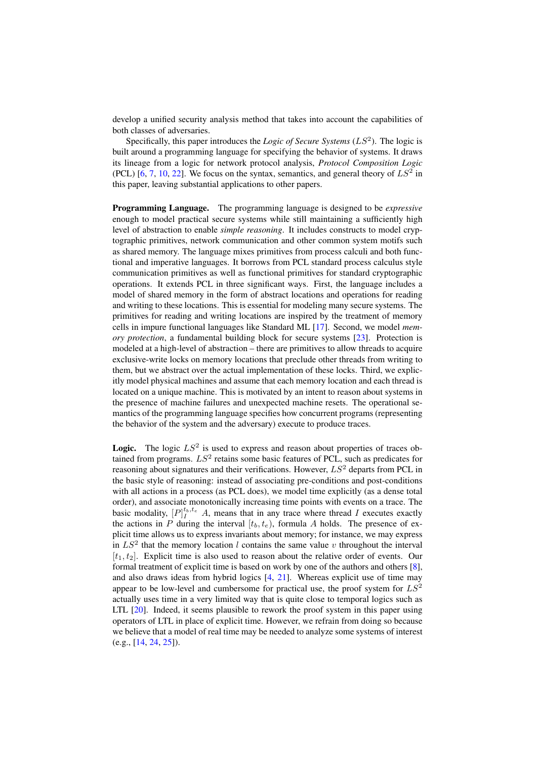develop a unified security analysis method that takes into account the capabilities of both classes of adversaries.

Specifically, this paper introduces the *Logic of Secure Systems* ($LS^2$). The logic is built around a programming language for specifying the behavior of systems. It draws its lineage from a logic for network protocol analysis, *Protocol Composition Logic* (PCL) [6, 7, 10, 22]. We focus on the syntax, semantics, and general theory of $LS^2$ in this paper, leaving substantial applications to other papers.

**Programming Language.** The programming language is designed to be *expressive* enough to model practical secure systems while still maintaining a sufficiently high level of abstraction to enable *simple reasoning*. It includes constructs to model cryptographic primitives, network communication and other common system motifs such as shared memory. The language mixes primitives from process calculi and both functional and imperative languages. It borrows from PCL standard process calculus style communication primitives as well as functional primitives for standard cryptographic operations. It extends PCL in three significant ways. First, the language includes a model of shared memory in the form of abstract locations and operations for reading and writing to these locations. This is essential for modeling many secure systems. The primitives for reading and writing locations are inspired by the treatment of memory cells in impure functional languages like Standard ML [17]. Second, we model *memory protection*, a fundamental building block for secure systems [23]. Protection is modeled at a high-level of abstraction – there are primitives to allow threads to acquire exclusive-write locks on memory locations that preclude other threads from writing to them, but we abstract over the actual implementation of these locks. Third, we explicitly model physical machines and assume that each memory location and each thread is located on a unique machine. This is motivated by an intent to reason about systems in the presence of machine failures and unexpected machine resets. The operational semantics of the programming language specifies how concurrent programs (representing the behavior of the system and the adversary) execute to produce traces.

**Logic.** The logic $LS^2$ is used to express and reason about properties of traces obtained from programs. $LS^2$ retains some basic features of PCL, such as predicates for reasoning about signatures and their verifications. However, $LS^2$ departs from PCL in the basic style of reasoning: instead of associating pre-conditions and post-conditions with all actions in a process (as PCL does), we model time explicitly (as a dense total order), and associate monotonically increasing time points with events on a trace. The basic modality, $[P]_I^{t_b,t_e}\ A$, means that in any trace where thread $I$ executes exactly the actions in $P$ during the interval $[t_b, t_e)$, formula $A$ holds. The presence of explicit time allows us to express invariants about memory; for instance, we may express in $LS^2$ that the memory location $l$ contains the same value $v$ throughout the interval $[t_1, t_2]$. Explicit time is also used to reason about the relative order of events. Our formal treatment of explicit time is based on work by one of the authors and others [8], and also draws ideas from hybrid logics [4, 21]. Whereas explicit use of time may appear to be low-level and cumbersome for practical use, the proof system for $LS^2$ actually uses time in a very limited way that is quite close to temporal logics such as LTL [20]. Indeed, it seems plausible to rework the proof system in this paper using operators of LTL in place of explicit time. However, we refrain from doing so because we believe that a model of real time may be needed to analyze some systems of interest (e.g., [14, 24, 25]).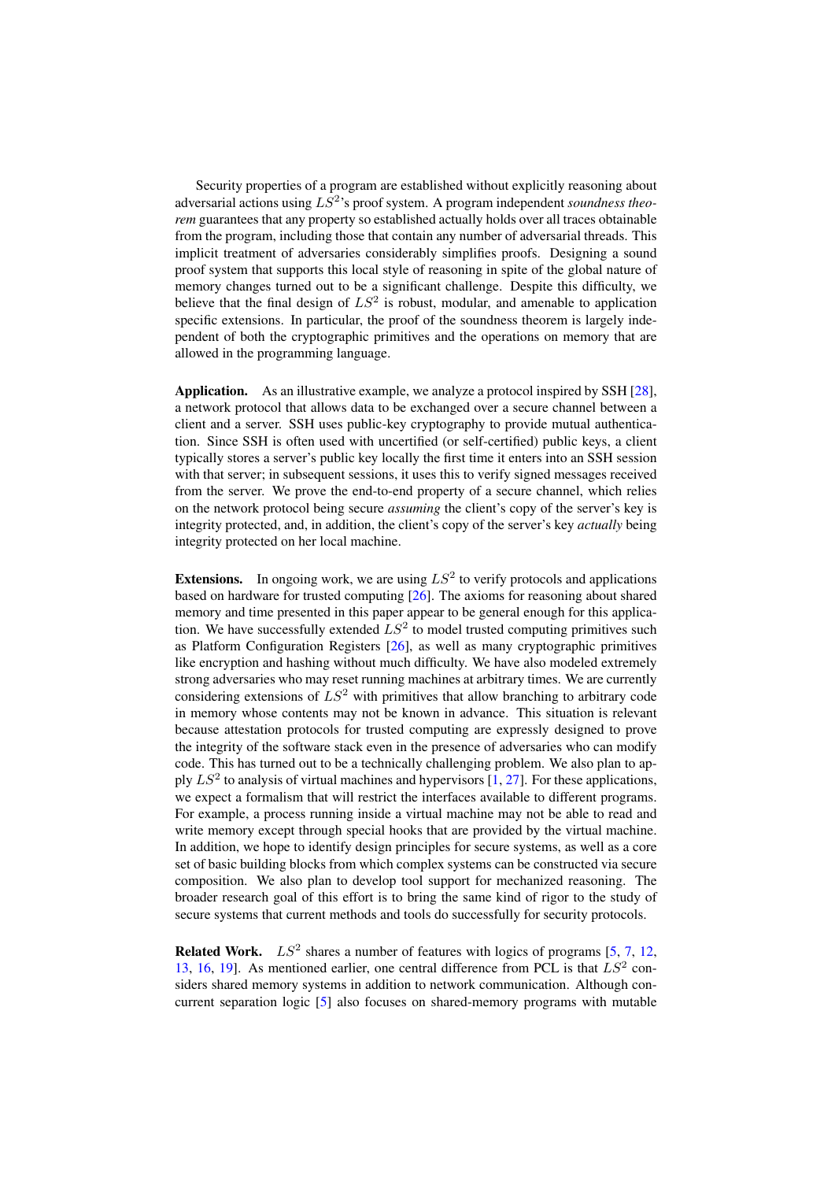Security properties of a program are established without explicitly reasoning about adversarial actions using $LS^2$'s proof system. A program independent *soundness theorem* guarantees that any property so established actually holds over all traces obtainable from the program, including those that contain any number of adversarial threads. This implicit treatment of adversaries considerably simplifies proofs. Designing a sound proof system that supports this local style of reasoning in spite of the global nature of memory changes turned out to be a significant challenge. Despite this difficulty, we believe that the final design of $LS^2$ is robust, modular, and amenable to application specific extensions. In particular, the proof of the soundness theorem is largely independent of both the cryptographic primitives and the operations on memory that are allowed in the programming language.

**Application.** As an illustrative example, we analyze a protocol inspired by SSH [28], a network protocol that allows data to be exchanged over a secure channel between a client and a server. SSH uses public-key cryptography to provide mutual authentication. Since SSH is often used with uncertified (or self-certified) public keys, a client typically stores a server's public key locally the first time it enters into an SSH session with that server; in subsequent sessions, it uses this to verify signed messages received from the server. We prove the end-to-end property of a secure channel, which relies on the network protocol being secure *assuming* the client's copy of the server's key is integrity protected, and, in addition, the client's copy of the server's key *actually* being integrity protected on her local machine.

**Extensions.** In ongoing work, we are using $LS^2$ to verify protocols and applications based on hardware for trusted computing [26]. The axioms for reasoning about shared memory and time presented in this paper appear to be general enough for this application. We have successfully extended $LS^2$ to model trusted computing primitives such as Platform Configuration Registers [26], as well as many cryptographic primitives like encryption and hashing without much difficulty. We have also modeled extremely strong adversaries who may reset running machines at arbitrary times. We are currently considering extensions of $LS^2$ with primitives that allow branching to arbitrary code in memory whose contents may not be known in advance. This situation is relevant because attestation protocols for trusted computing are expressly designed to prove the integrity of the software stack even in the presence of adversaries who can modify code. This has turned out to be a technically challenging problem. We also plan to apply $LS^2$ to analysis of virtual machines and hypervisors [1, 27]. For these applications, we expect a formalism that will restrict the interfaces available to different programs. For example, a process running inside a virtual machine may not be able to read and write memory except through special hooks that are provided by the virtual machine. In addition, we hope to identify design principles for secure systems, as well as a core set of basic building blocks from which complex systems can be constructed via secure composition. We also plan to develop tool support for mechanized reasoning. The broader research goal of this effort is to bring the same kind of rigor to the study of secure systems that current methods and tools do successfully for security protocols.

**Related Work.** $LS^2$ shares a number of features with logics of programs [5, 7, 12, 13, 16, 19]. As mentioned earlier, one central difference from PCL is that $LS^2$ considers shared memory systems in addition to network communication. Although concurrent separation logic [5] also focuses on shared-memory programs with mutable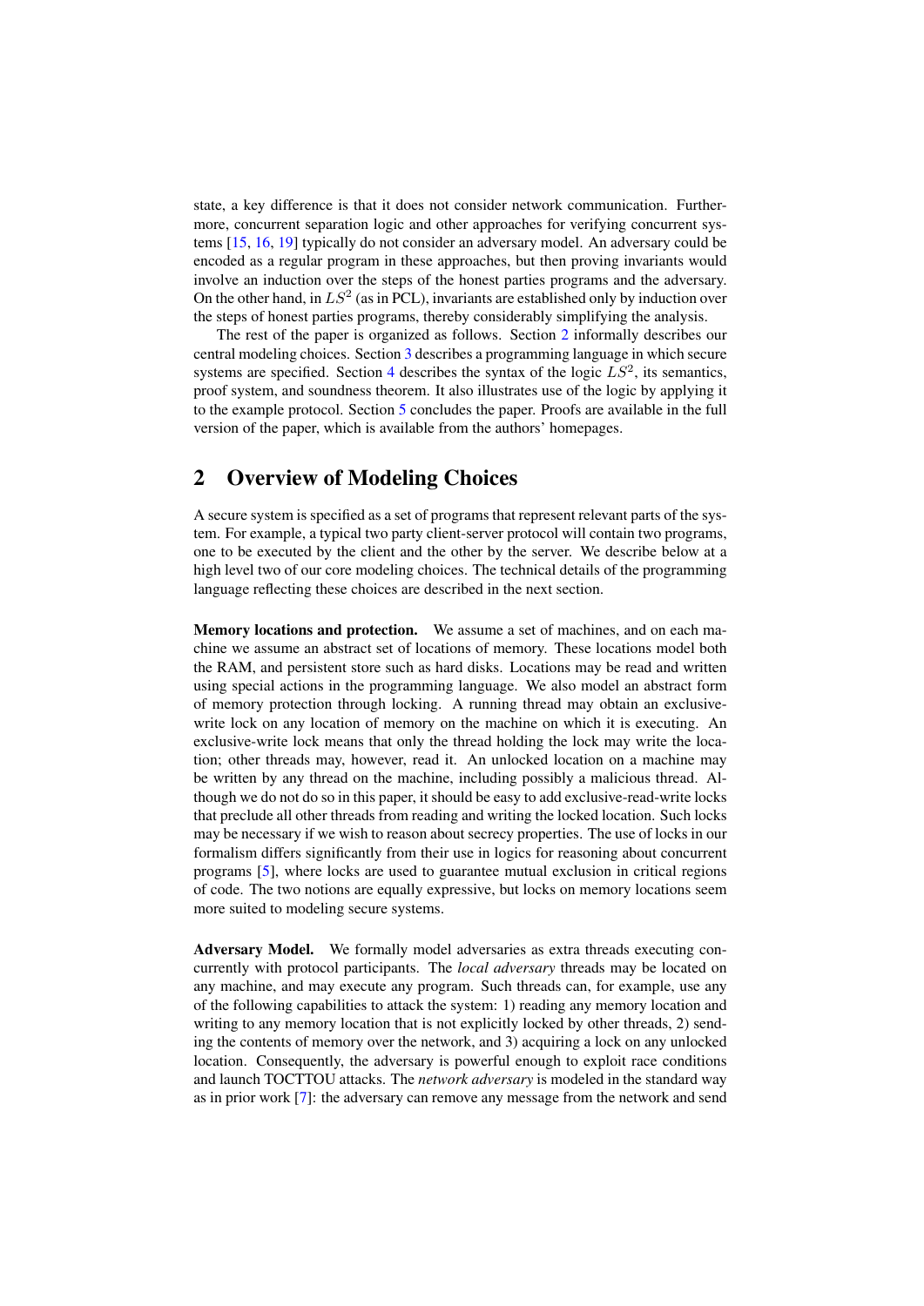state, a key difference is that it does not consider network communication. Furthermore, concurrent separation logic and other approaches for verifying concurrent systems [15, 16, 19] typically do not consider an adversary model. An adversary could be encoded as a regular program in these approaches, but then proving invariants would involve an induction over the steps of the honest parties programs and the adversary. On the other hand, in $LS^2$ (as in PCL), invariants are established only by induction over the steps of honest parties programs, thereby considerably simplifying the analysis.

The rest of the paper is organized as follows. Section 2 informally describes our central modeling choices. Section 3 describes a programming language in which secure systems are specified. Section 4 describes the syntax of the logic $LS^2$, its semantics, proof system, and soundness theorem. It also illustrates use of the logic by applying it to the example protocol. Section 5 concludes the paper. Proofs are available in the full version of the paper, which is available from the authors' homepages.

## 2 Overview of Modeling Choices

A secure system is specified as a set of programs that represent relevant parts of the system. For example, a typical two party client-server protocol will contain two programs, one to be executed by the client and the other by the server. We describe below at a high level two of our core modeling choices. The technical details of the programming language reflecting these choices are described in the next section.

**Memory locations and protection.** We assume a set of machines, and on each machine we assume an abstract set of locations of memory. These locations model both the RAM, and persistent store such as hard disks. Locations may be read and written using special actions in the programming language. We also model an abstract form of memory protection through locking. A running thread may obtain an exclusive-write lock on any location of memory on the machine on which it is executing. An exclusive-write lock means that only the thread holding the lock may write the location; other threads may, however, read it. An unlocked location on a machine may be written by any thread on the machine, including possibly a malicious thread. Although we do not do so in this paper, it should be easy to add exclusive-read-write locks that preclude all other threads from reading and writing the locked location. Such locks may be necessary if we wish to reason about secrecy properties. The use of locks in our formalism differs significantly from their use in logics for reasoning about concurrent programs [5], where locks are used to guarantee mutual exclusion in critical regions of code. The two notions are equally expressive, but locks on memory locations seem more suited to modeling secure systems.

**Adversary Model.** We formally model adversaries as extra threads executing concurrently with protocol participants. The *local adversary* threads may be located on any machine, and may execute any program. Such threads can, for example, use any of the following capabilities to attack the system: 1) reading any memory location and writing to any memory location that is not explicitly locked by other threads, 2) sending the contents of memory over the network, and 3) acquiring a lock on any unlocked location. Consequently, the adversary is powerful enough to exploit race conditions and launch TOCTTOU attacks. The *network adversary* is modeled in the standard way as in prior work [7]: the adversary can remove any message from the network and send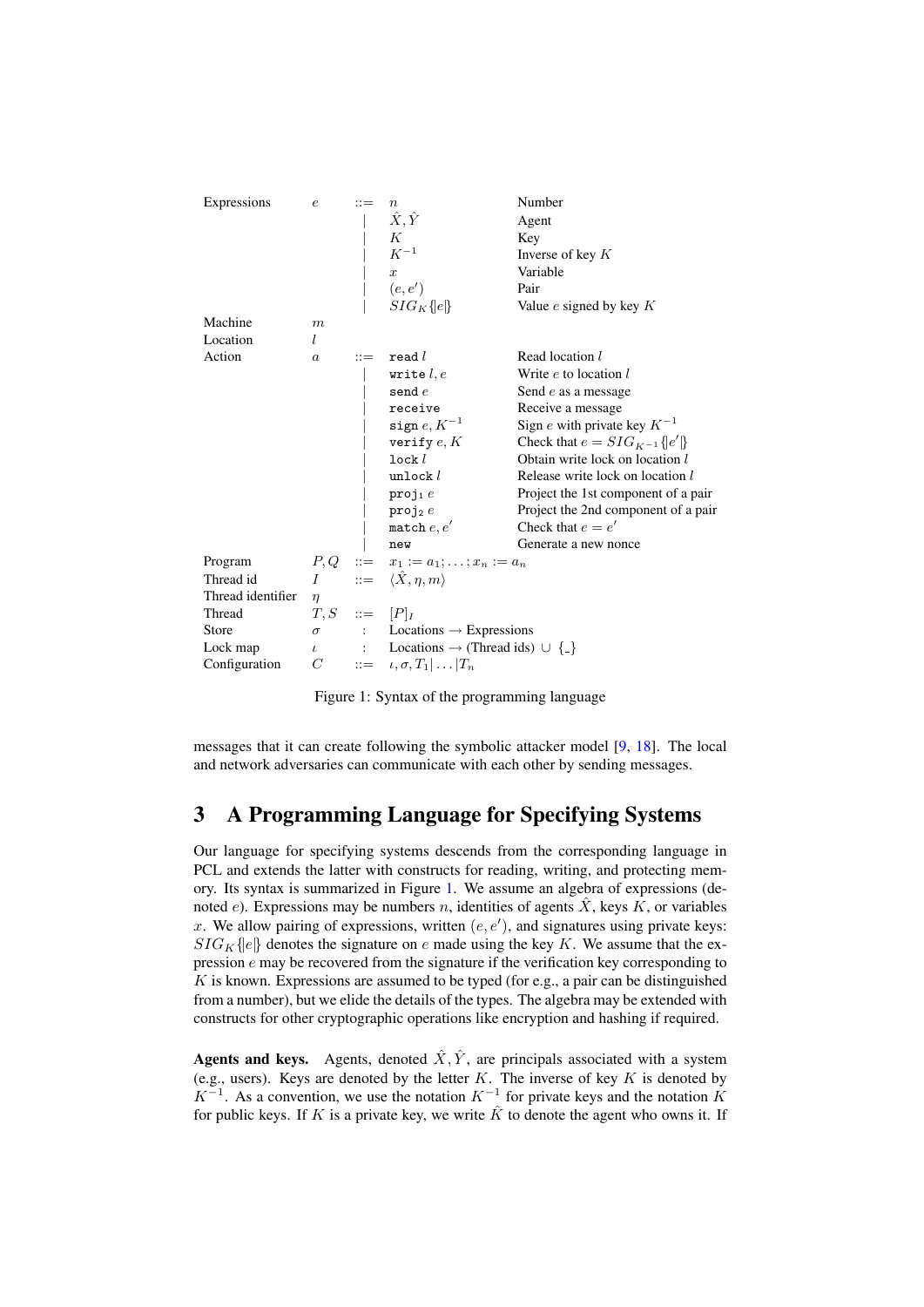| | | | | |
|---|---|---|---|---|
| Expressions | $e$ | $::=$ | $n$ | Number |
| | | $\mid$ | $\hat{X}, \hat{Y}$ | Agent |
| | | $\mid$ | $K$ | Key |
| | | $\mid$ | $K^{-1}$ | Inverse of key $K$ |
| | | $\mid$ | $x$ | Variable |
| | | $\mid$ | $(e, e')$ | Pair |
| | | $\mid$ | $SIG_K\{\|e\|\}$ | Value $e$ signed by key $K$ |
| Machine | $m$ | | | |
| Location | $l$ | | | |
| Action | $a$ | $::=$ | `read` $l$ | Read location $l$ |
| | | $\mid$ | `write` $l, e$ | Write $e$ to location $l$ |
| | | $\mid$ | `send` $e$ | Send $e$ as a message |
| | | $\mid$ | `receive` | Receive a message |
| | | $\mid$ | `sign` $e, K^{-1}$ | Sign $e$ with private key $K^{-1}$ |
| | | $\mid$ | `verify` $e, K$ | Check that $e = SIG_{K^{-1}}\{\|e'\|\}$ |
| | | $\mid$ | `lock` $l$ | Obtain write lock on location $l$ |
| | | $\mid$ | `unlock` $l$ | Release write lock on location $l$ |
| | | $\mid$ | `proj`$_1$ $e$ | Project the 1st component of a pair |
| | | $\mid$ | `proj`$_2$ $e$ | Project the 2nd component of a pair |
| | | $\mid$ | `match` $e, e'$ | Check that $e = e'$ |
| | | $\mid$ | `new` | Generate a new nonce |
| Program | $P, Q$ | $::=$ | $x_1 := a_1; \ldots ; x_n := a_n$ | |
| Thread id | $I$ | $::=$ | $\langle \hat{X}, \eta, m \rangle$ | |
| Thread identifier | $\eta$ | | | |
| Thread | $T, S$ | $::=$ | $[P]_I$ | |
| Store | $\sigma$ | $:$ | Locations $\rightarrow$ Expressions | |
| Lock map | $\iota$ | $:$ | Locations $\rightarrow$ (Thread ids) $\cup$ $\{\_\}$ | |
| Configuration | $C$ | $::=$ | $\iota, \sigma, T_1 \mid \ldots \mid T_n$ | |

Figure 1: Syntax of the programming language

messages that it can create following the symbolic attacker model [9, 18]. The local and network adversaries can communicate with each other by sending messages.

# 3 A Programming Language for Specifying Systems

Our language for specifying systems descends from the corresponding language in PCL and extends the latter with constructs for reading, writing, and protecting memory. Its syntax is summarized in Figure 1. We assume an algebra of expressions (denoted $e$). Expressions may be numbers $n$, identities of agents $\hat{X}$, keys $K$, or variables $x$. We allow pairing of expressions, written $(e, e')$, and signatures using private keys: $SIG_K\{|e|\}$ denotes the signature on $e$ made using the key $K$. We assume that the expression $e$ may be recovered from the signature if the verification key corresponding to $K$ is known. Expressions are assumed to be typed (for e.g., a pair can be distinguished from a number), but we elide the details of the types. The algebra may be extended with constructs for other cryptographic operations like encryption and hashing if required.

**Agents and keys.** Agents, denoted $\hat{X}, \hat{Y}$, are principals associated with a system (e.g., users). Keys are denoted by the letter $K$. The inverse of key $K$ is denoted by $K^{-1}$. As a convention, we use the notation $K^{-1}$ for private keys and the notation $K$ for public keys. If $K$ is a private key, we write $\hat{K}$ to denote the agent who owns it. If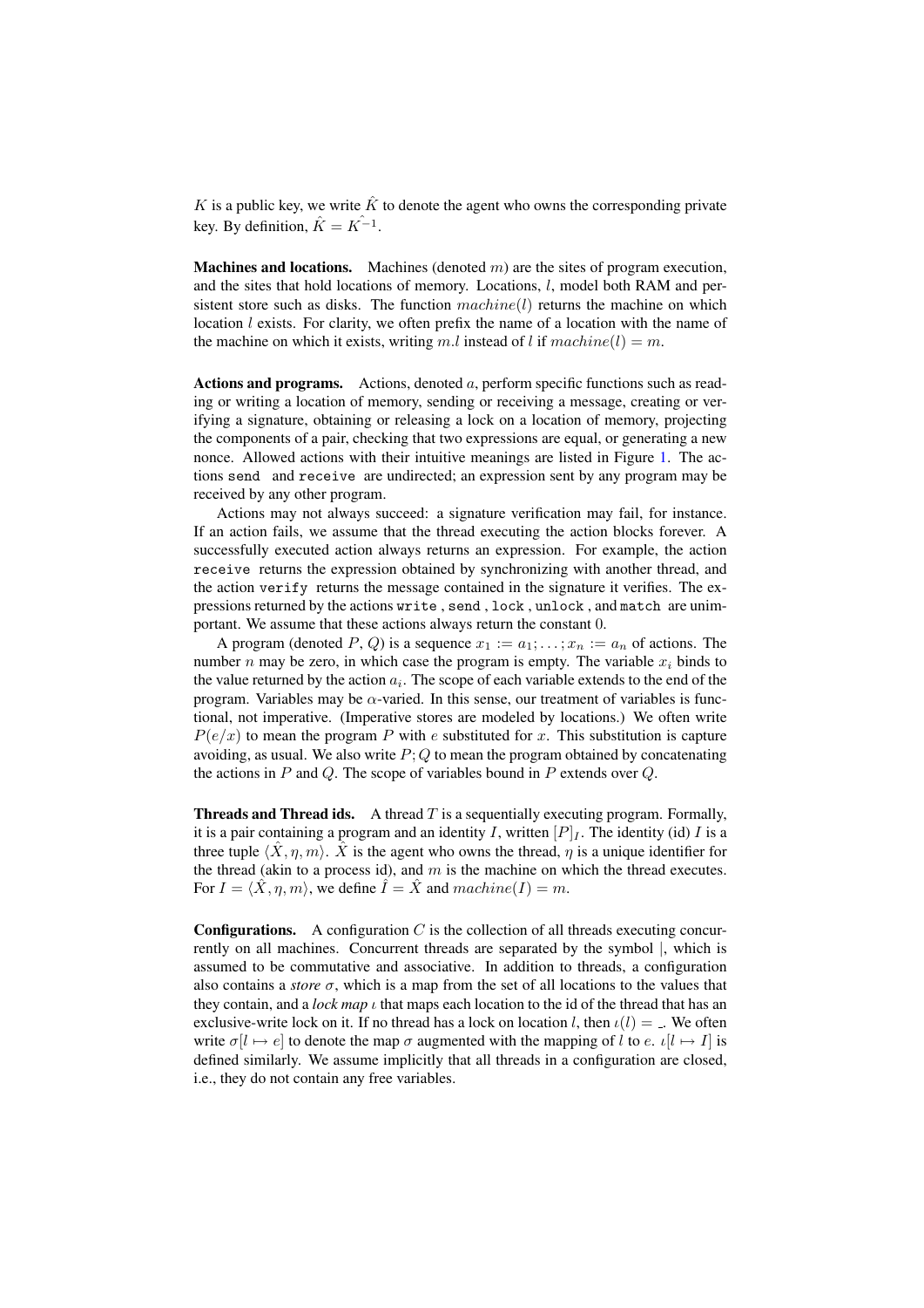$K$ is a public key, we write $\hat{K}$ to denote the agent who owns the corresponding private key. By definition, $\hat{K} = \hat{K^{-1}}$.

**Machines and locations.** Machines (denoted $m$) are the sites of program execution, and the sites that hold locations of memory. Locations, $l$, model both RAM and persistent store such as disks. The function $machine(l)$ returns the machine on which location $l$ exists. For clarity, we often prefix the name of a location with the name of the machine on which it exists, writing $m.l$ instead of $l$ if $machine(l) = m$.

**Actions and programs.** Actions, denoted $a$, perform specific functions such as reading or writing a location of memory, sending or receiving a message, creating or verifying a signature, obtaining or releasing a lock on a location of memory, projecting the components of a pair, checking that two expressions are equal, or generating a new nonce. Allowed actions with their intuitive meanings are listed in Figure 1. The actions `send` and `receive` are undirected; an expression sent by any program may be received by any other program.

Actions may not always succeed: a signature verification may fail, for instance. If an action fails, we assume that the thread executing the action blocks forever. A successfully executed action always returns an expression. For example, the action `receive` returns the expression obtained by synchronizing with another thread, and the action `verify` returns the message contained in the signature it verifies. The expressions returned by the actions `write` , `send` , `lock` , `unlock` , and `match` are unimportant. We assume that these actions always return the constant 0.

A program (denoted $P$, $Q$) is a sequence $x_1 := a_1; \ldots; x_n := a_n$ of actions. The number $n$ may be zero, in which case the program is empty. The variable $x_i$ binds to the value returned by the action $a_i$. The scope of each variable extends to the end of the program. Variables may be $\alpha$-varied. In this sense, our treatment of variables is functional, not imperative. (Imperative stores are modeled by locations.) We often write $P(e/x)$ to mean the program $P$ with $e$ substituted for $x$. This substitution is capture avoiding, as usual. We also write $P; Q$ to mean the program obtained by concatenating the actions in $P$ and $Q$. The scope of variables bound in $P$ extends over $Q$.

**Threads and Thread ids.** A thread $T$ is a sequentially executing program. Formally, it is a pair containing a program and an identity $I$, written $[P]_I$. The identity (id) $I$ is a three tuple $\langle \hat{X}, \eta, m \rangle$. $\hat{X}$ is the agent who owns the thread, $\eta$ is a unique identifier for the thread (akin to a process id), and $m$ is the machine on which the thread executes. For $I = \langle \hat{X}, \eta, m \rangle$, we define $\hat{I} = \hat{X}$ and $machine(I) = m$.

**Configurations.** A configuration $C$ is the collection of all threads executing concurrently on all machines. Concurrent threads are separated by the symbol $|$, which is assumed to be commutative and associative. In addition to threads, a configuration also contains a *store* $\sigma$, which is a map from the set of all locations to the values that they contain, and a *lock map* $\iota$ that maps each location to the id of the thread that has an exclusive-write lock on it. If no thread has a lock on location $l$, then $\iota(l) = \_$. We often write $\sigma[l \mapsto e]$ to denote the map $\sigma$ augmented with the mapping of $l$ to $e$. $\iota[l \mapsto I]$ is defined similarly. We assume implicitly that all threads in a configuration are closed, i.e., they do not contain any free variables.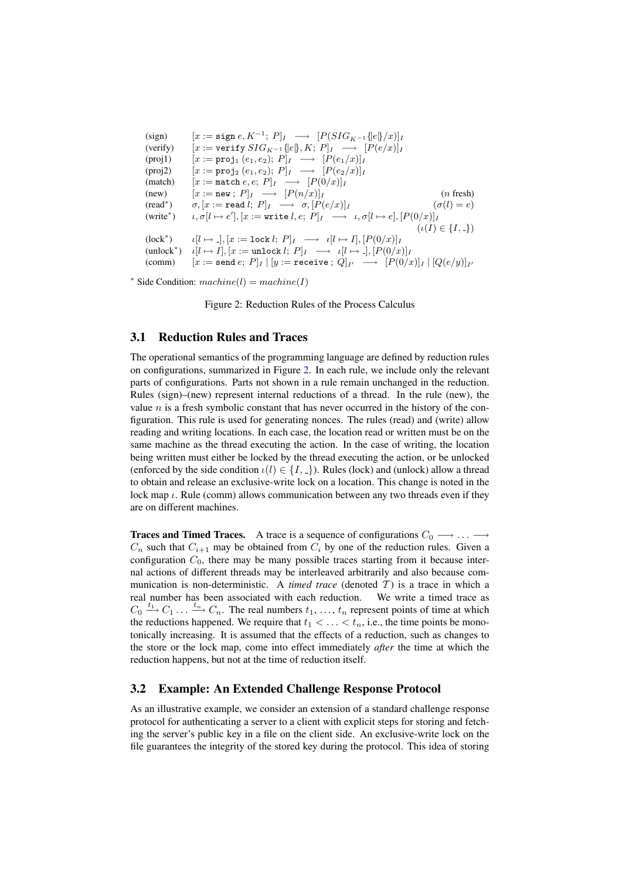| | | |
|---|---|---|
| (sign) | $[x := \texttt{sign}\, e, K^{-1};\ P]_I \ \longrightarrow\ [P(SIG_{K^{-1}}\{\!|e|\!\}/x)]_I$ | |
| (verify) | $[x := \texttt{verify}\, SIG_{K^{-1}}\{\!|e|\!\}, K;\ P]_I \ \longrightarrow\ [P(e/x)]_I$ | |
| (proj1) | $[x := \texttt{proj}_1\,(e_1, e_2);\ P]_I \ \longrightarrow\ [P(e_1/x)]_I$ | |
| (proj2) | $[x := \texttt{proj}_2\,(e_1, e_2);\ P]_I \ \longrightarrow\ [P(e_2/x)]_I$ | |
| (match) | $[x := \texttt{match}\, e, e;\ P]_I \ \longrightarrow\ [P(0/x)]_I$ | |
| (new) | $[x := \texttt{new}\,;\ P]_I \ \longrightarrow\ [P(n/x)]_I$ | ($n$ fresh) |
| (read*) | $\sigma, [x := \texttt{read}\, l;\ P]_I \ \longrightarrow\ \sigma, [P(e/x)]_I$ | ($\sigma(l) = e$) |
| (write*) | $\iota, \sigma[l \mapsto e'], [x := \texttt{write}\, l, e;\ P]_I \ \longrightarrow\ \iota, \sigma[l \mapsto e], [P(0/x)]_I$ | ($\iota(I) \in \{I, \_\}$) |
| (lock*) | $\iota[l \mapsto \_], [x := \texttt{lock}\, l;\ P]_I \ \longrightarrow\ \iota[l \mapsto I], [P(0/x)]_I$ | |
| (unlock*) | $\iota[l \mapsto I], [x := \texttt{unlock}\, l;\ P]_I \ \longrightarrow\ \iota[l \mapsto \_], [P(0/x)]_I$ | |
| (comm) | $[x := \texttt{send}\, e;\ P]_I \mid [y := \texttt{receive}\,;\ Q]_{I'} \ \longrightarrow\ [P(0/x)]_I \mid [Q(e/y)]_{I'}$ | |

* Side Condition: $machine(l) = machine(I)$

Figure 2: Reduction Rules of the Process Calculus

## 3.1 Reduction Rules and Traces

The operational semantics of the programming language are defined by reduction rules on configurations, summarized in Figure 2. In each rule, we include only the relevant parts of configurations. Parts not shown in a rule remain unchanged in the reduction. Rules (sign)–(new) represent internal reductions of a thread. In the rule (new), the value $n$ is a fresh symbolic constant that has never occurred in the history of the configuration. This rule is used for generating nonces. The rules (read) and (write) allow reading and writing locations. In each case, the location read or written must be on the same machine as the thread executing the action. In the case of writing, the location being written must either be locked by the thread executing the action, or be unlocked (enforced by the side condition $\iota(l) \in \{I, \_\}$). Rules (lock) and (unlock) allow a thread to obtain and release an exclusive-write lock on a location. This change is noted in the lock map $\iota$. Rule (comm) allows communication between any two threads even if they are on different machines.

**Traces and Timed Traces.** A trace is a sequence of configurations $C_0 \longrightarrow \ldots \longrightarrow C_n$ such that $C_{i+1}$ may be obtained from $C_i$ by one of the reduction rules. Given a configuration $C_0$, there may be many possible traces starting from it because internal actions of different threads may be interleaved arbitrarily and also because communication is non-deterministic. A *timed trace* (denoted $\mathcal{T}$) is a trace in which a real number has been associated with each reduction. We write a timed trace as $C_0 \xrightarrow{t_1} C_1 \ldots \xrightarrow{t_n} C_n$. The real numbers $t_1, \ldots, t_n$ represent points of time at which the reductions happened. We require that $t_1 < \ldots < t_n$, i.e., the time points be monotonically increasing. It is assumed that the effects of a reduction, such as changes to the store or the lock map, come into effect immediately *after* the time at which the reduction happens, but not at the time of reduction itself.

## 3.2 Example: An Extended Challenge Response Protocol

As an illustrative example, we consider an extension of a standard challenge response protocol for authenticating a server to a client with explicit steps for storing and fetching the server's public key in a file on the client side. An exclusive-write lock on the file guarantees the integrity of the stored key during the protocol. This idea of storing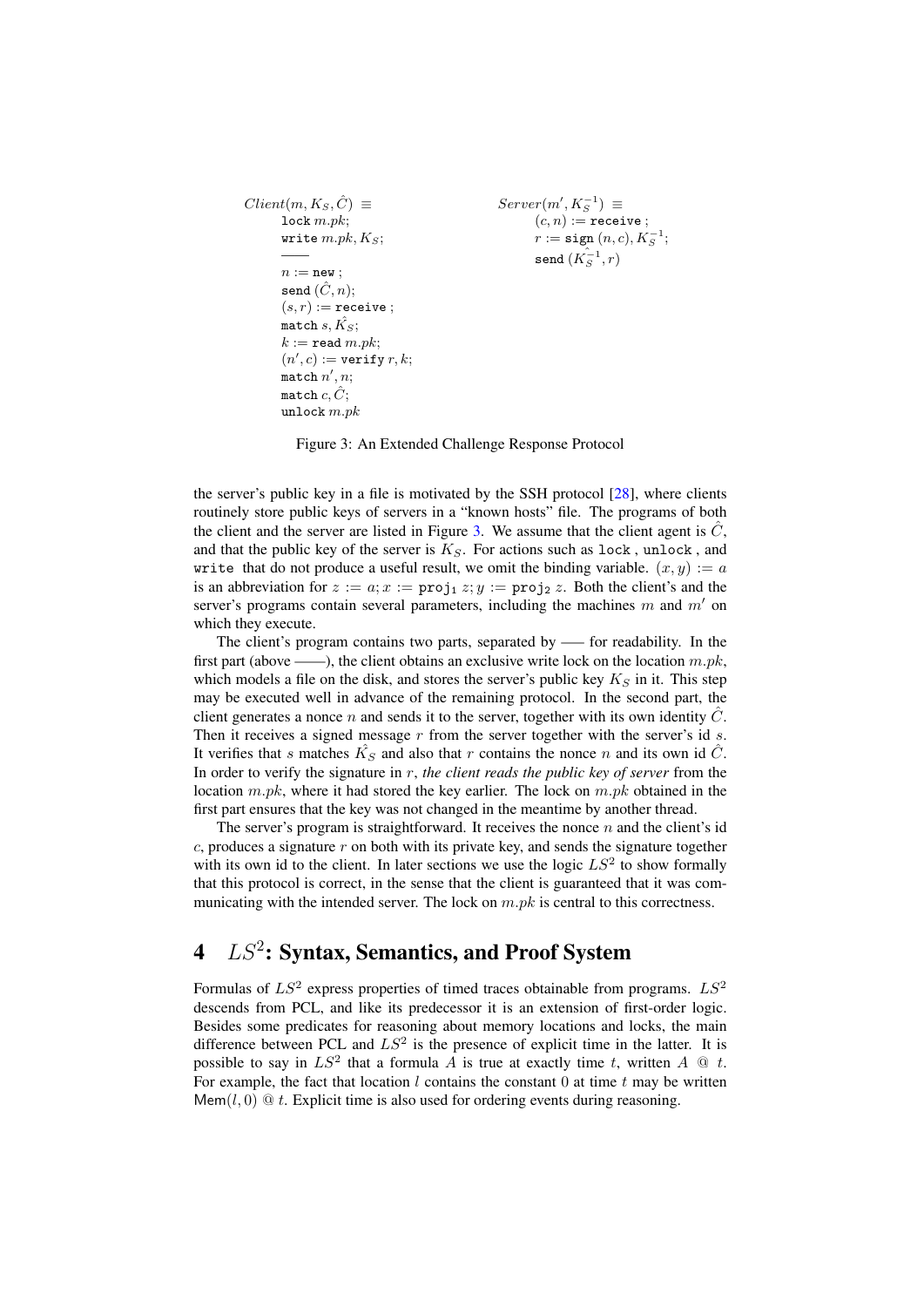```
Client(m, K_S, Ĉ) ≡                      Server(m', K_S^{-1}) ≡
    lock m.pk;                               (c, n) := receive ;
    write m.pk, K_S;                         r := sign (n, c), K_S^{-1};
    ——                                       send (K̂_S^{-1}, r)
    n := new ;
    send (Ĉ, n);
    (s, r) := receive ;
    match s, K̂_S;
    k := read m.pk;
    (n', c) := verify r, k;
    match n', n;
    match c, Ĉ;
    unlock m.pk
```

Figure 3: An Extended Challenge Response Protocol

the server's public key in a file is motivated by the SSH protocol [28], where clients routinely store public keys of servers in a "known hosts" file. The programs of both the client and the server are listed in Figure 3. We assume that the client agent is $\hat{C}$, and that the public key of the server is $K_S$. For actions such as `lock` , `unlock` , and `write` that do not produce a useful result, we omit the binding variable. $(x, y) := a$ is an abbreviation for $z := a; x := \texttt{proj}_1\ z; y := \texttt{proj}_2\ z$. Both the client's and the server's programs contain several parameters, including the machines $m$ and $m'$ on which they execute.

The client's program contains two parts, separated by —– for readability. In the first part (above ——), the client obtains an exclusive write lock on the location $m.pk$, which models a file on the disk, and stores the server's public key $K_S$ in it. This step may be executed well in advance of the remaining protocol. In the second part, the client generates a nonce $n$ and sends it to the server, together with its own identity $\hat{C}$. Then it receives a signed message $r$ from the server together with the server's id $s$. It verifies that $s$ matches $\hat{K_S}$ and also that $r$ contains the nonce $n$ and its own id $\hat{C}$. In order to verify the signature in $r$, *the client reads the public key of server* from the location $m.pk$, where it had stored the key earlier. The lock on $m.pk$ obtained in the first part ensures that the key was not changed in the meantime by another thread.

The server's program is straightforward. It receives the nonce $n$ and the client's id $c$, produces a signature $r$ on both with its private key, and sends the signature together with its own id to the client. In later sections we use the logic $LS^2$ to show formally that this protocol is correct, in the sense that the client is guaranteed that it was communicating with the intended server. The lock on $m.pk$ is central to this correctness.

# 4 $LS^2$: Syntax, Semantics, and Proof System

Formulas of $LS^2$ express properties of timed traces obtainable from programs. $LS^2$ descends from PCL, and like its predecessor it is an extension of first-order logic. Besides some predicates for reasoning about memory locations and locks, the main difference between PCL and $LS^2$ is the presence of explicit time in the latter. It is possible to say in $LS^2$ that a formula $A$ is true at exactly time $t$, written $A\ @\ t$. For example, the fact that location $l$ contains the constant 0 at time $t$ may be written $\mathsf{Mem}(l, 0)\ @\ t$. Explicit time is also used for ordering events during reasoning.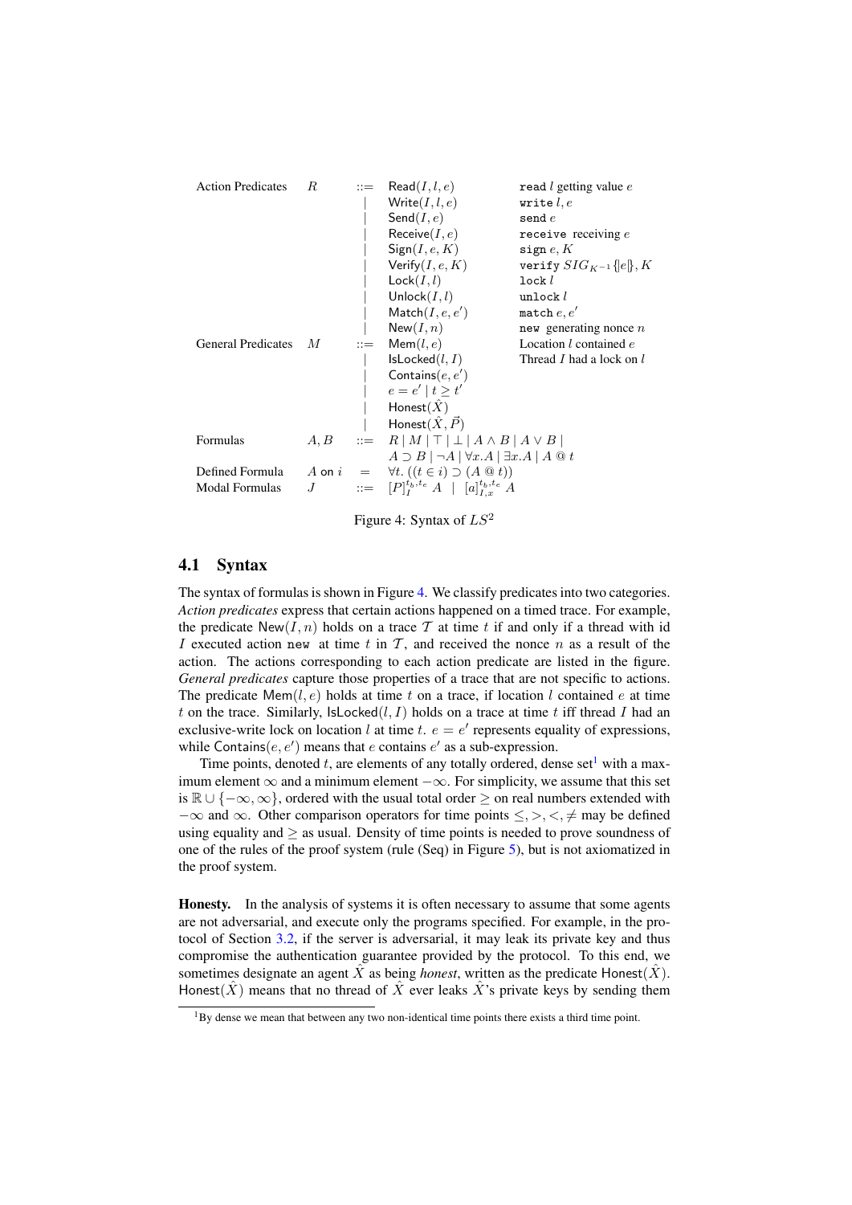| | | | | |
|---|---|---|---|---|
| Action Predicates | $R$ | $::=$ | $\mathsf{Read}(I, l, e)$ | `read` $l$ getting value $e$ |
| | | $\mid$ | $\mathsf{Write}(I, l, e)$ | `write` $l, e$ |
| | | $\mid$ | $\mathsf{Send}(I, e)$ | `send` $e$ |
| | | $\mid$ | $\mathsf{Receive}(I, e)$ | `receive` receiving $e$ |
| | | $\mid$ | $\mathsf{Sign}(I, e, K)$ | `sign` $e, K$ |
| | | $\mid$ | $\mathsf{Verify}(I, e, K)$ | `verify` $SIG_{K^{-1}}\{\|e\|\}, K$ |
| | | $\mid$ | $\mathsf{Lock}(I, l)$ | `lock` $l$ |
| | | $\mid$ | $\mathsf{Unlock}(I, l)$ | `unlock` $l$ |
| | | $\mid$ | $\mathsf{Match}(I, e, e')$ | `match` $e, e'$ |
| | | $\mid$ | $\mathsf{New}(I, n)$ | `new` generating nonce $n$ |
| General Predicates | $M$ | $::=$ | $\mathsf{Mem}(l, e)$ | Location $l$ contained $e$ |
| | | $\mid$ | $\mathsf{IsLocked}(l, I)$ | Thread $I$ had a lock on $l$ |
| | | $\mid$ | $\mathsf{Contains}(e, e')$ | |
| | | $\mid$ | $e = e' \mid t \geq t'$ | |
| | | $\mid$ | $\mathsf{Honest}(\hat{X})$ | |
| | | $\mid$ | $\mathsf{Honest}(\hat{X}, \vec{P})$ | |
| Formulas | $A, B$ | $::=$ | $R \mid M \mid \top \mid \bot \mid A \wedge B \mid A \vee B \mid$ $A \supset B \mid \neg A \mid \forall x.A \mid \exists x.A \mid A \mathbin{@} t$ | |
| Defined Formula | $A$ on $i$ | $=$ | $\forall t.\ ((t \in i) \supset (A \mathbin{@} t))$ | |
| Modal Formulas | $J$ | $::=$ | $[P]_I^{t_b,t_e}\ A \ \mid\ [a]_{I,x}^{t_b,t_e}\ A$ | |

Figure 4: Syntax of $LS^2$

## 4.1 Syntax

The syntax of formulas is shown in Figure 4. We classify predicates into two categories. *Action predicates* express that certain actions happened on a timed trace. For example, the predicate $\mathsf{New}(I, n)$ holds on a trace $\mathcal{T}$ at time $t$ if and only if a thread with id $I$ executed action `new` at time $t$ in $\mathcal{T}$, and received the nonce $n$ as a result of the action. The actions corresponding to each action predicate are listed in the figure. *General predicates* capture those properties of a trace that are not specific to actions. The predicate $\mathsf{Mem}(l, e)$ holds at time $t$ on a trace, if location $l$ contained $e$ at time $t$ on the trace. Similarly, $\mathsf{IsLocked}(l, I)$ holds on a trace at time $t$ iff thread $I$ had an exclusive-write lock on location $l$ at time $t$. $e = e'$ represents equality of expressions, while $\mathsf{Contains}(e, e')$ means that $e$ contains $e'$ as a sub-expression.

Time points, denoted $t$, are elements of any totally ordered, dense set[1] with a maximum element $\infty$ and a minimum element $-\infty$. For simplicity, we assume that this set is $\mathbb{R} \cup \{-\infty, \infty\}$, ordered with the usual total order $\geq$ on real numbers extended with $-\infty$ and $\infty$. Other comparison operators for time points $\leq, >, <, \neq$ may be defined using equality and $\geq$ as usual. Density of time points is needed to prove soundness of one of the rules of the proof system (rule (Seq) in Figure 5), but is not axiomatized in the proof system.

**Honesty.** In the analysis of systems it is often necessary to assume that some agents are not adversarial, and execute only the programs specified. For example, in the protocol of Section 3.2, if the server is adversarial, it may leak its private key and thus compromise the authentication guarantee provided by the protocol. To this end, we sometimes designate an agent $\hat{X}$ as being *honest*, written as the predicate $\mathsf{Honest}(\hat{X})$. $\mathsf{Honest}(\hat{X})$ means that no thread of $\hat{X}$ ever leaks $\hat{X}$'s private keys by sending them

[1] By dense we mean that between any two non-identical time points there exists a third time point.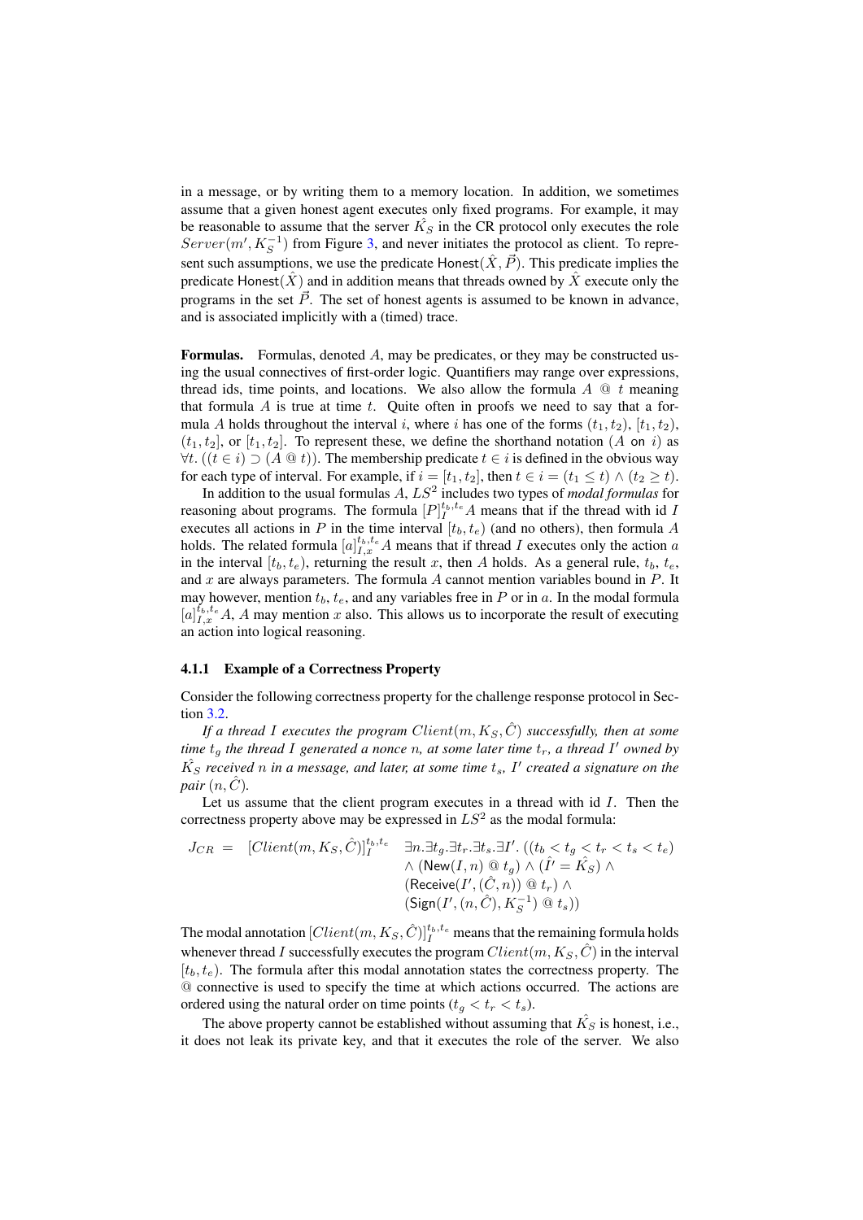in a message, or by writing them to a memory location. In addition, we sometimes assume that a given honest agent executes only fixed programs. For example, it may be reasonable to assume that the server $\hat{K_S}$ in the CR protocol only executes the role $Server(m', K_S^{-1})$ from Figure 3, and never initiates the protocol as client. To represent such assumptions, we use the predicate $\mathsf{Honest}(\hat{X}, \vec{P})$. This predicate implies the predicate $\mathsf{Honest}(\hat{X})$ and in addition means that threads owned by $\hat{X}$ execute only the programs in the set $\vec{P}$. The set of honest agents is assumed to be known in advance, and is associated implicitly with a (timed) trace.

**Formulas.** Formulas, denoted $A$, may be predicates, or they may be constructed using the usual connectives of first-order logic. Quantifiers may range over expressions, thread ids, time points, and locations. We also allow the formula $A$ @ $t$ meaning that formula $A$ is true at time $t$. Quite often in proofs we need to say that a formula $A$ holds throughout the interval $i$, where $i$ has one of the forms $(t_1, t_2)$, $[t_1, t_2)$, $(t_1, t_2]$, or $[t_1, t_2]$. To represent these, we define the shorthand notation ($A$ on $i$) as $\forall t. ((t \in i) \supset (A \mathbin{@} t))$. The membership predicate $t \in i$ is defined in the obvious way for each type of interval. For example, if $i = [t_1, t_2]$, then $t \in i = (t_1 \leq t) \wedge (t_2 \geq t)$.

In addition to the usual formulas $A$, $LS^2$ includes two types of *modal formulas* for reasoning about programs. The formula $[P]_I^{t_b,t_e} A$ means that if the thread with id $I$ executes all actions in $P$ in the time interval $[t_b, t_e)$ (and no others), then formula $A$ holds. The related formula $[a]_{I,x}^{t_b,t_e} A$ means that if thread $I$ executes only the action $a$ in the interval $[t_b, t_e)$, returning the result $x$, then $A$ holds. As a general rule, $t_b$, $t_e$, and $x$ are always parameters. The formula $A$ cannot mention variables bound in $P$. It may however, mention $t_b$, $t_e$, and any variables free in $P$ or in $a$. In the modal formula $[a]_{I,x}^{t_b,t_e} A$, $A$ may mention $x$ also. This allows us to incorporate the result of executing an action into logical reasoning.

### 4.1.1 Example of a Correctness Property

Consider the following correctness property for the challenge response protocol in Section 3.2.

*If a thread $I$ executes the program $Client(m, K_S, \hat{C})$ successfully, then at some time $t_g$ the thread $I$ generated a nonce $n$, at some later time $t_r$, a thread $I'$ owned by $\hat{K_S}$ received $n$ in a message, and later, at some time $t_s$, $I'$ created a signature on the pair $(n, \hat{C})$.*

Let us assume that the client program executes in a thread with id $I$. Then the correctness property above may be expressed in $LS^2$ as the modal formula:

$$
\begin{aligned}
J_{CR} \;=\; [Client(m, K_S, \hat{C})]_I^{t_b,t_e} \quad & \exists n.\exists t_g.\exists t_r.\exists t_s.\exists I'. \, ((t_b < t_g < t_r < t_s < t_e) \\
& \wedge (\mathsf{New}(I, n) \mathbin{@} t_g) \wedge (\hat{I'} = \hat{K_S}) \wedge \\
& (\mathsf{Receive}(I', (\hat{C}, n)) \mathbin{@} t_r) \wedge \\
& (\mathsf{Sign}(I', (n, \hat{C}), K_S^{-1}) \mathbin{@} t_s))
\end{aligned}
$$

The modal annotation $[Client(m, K_S, \hat{C})]_I^{t_b,t_e}$ means that the remaining formula holds whenever thread $I$ successfully executes the program $Client(m, K_S, \hat{C})$ in the interval $[t_b, t_e)$. The formula after this modal annotation states the correctness property. The @ connective is used to specify the time at which actions occurred. The actions are ordered using the natural order on time points ($t_g < t_r < t_s$).

The above property cannot be established without assuming that $\hat{K_S}$ is honest, i.e., it does not leak its private key, and that it executes the role of the server. We also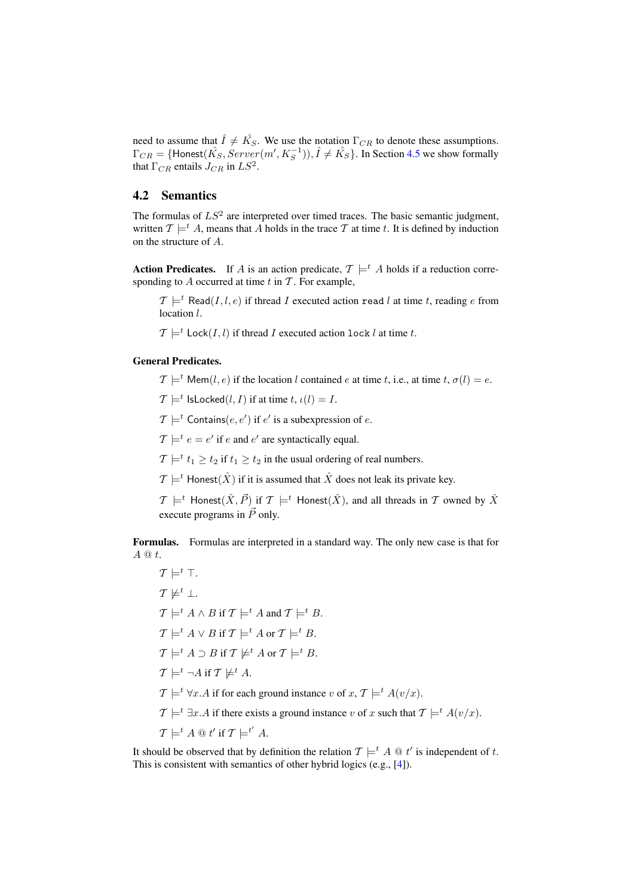need to assume that $\hat{I} \neq \hat{K_S}$. We use the notation $\Gamma_{CR}$ to denote these assumptions. $\Gamma_{CR} = \{\mathsf{Honest}(\hat{K_S}, Server(m', K_S^{-1})), \hat{I} \neq \hat{K_S}\}$. In Section 4.5 we show formally that $\Gamma_{CR}$ entails $J_{CR}$ in $LS^2$.

## 4.2 Semantics

The formulas of $LS^2$ are interpreted over timed traces. The basic semantic judgment, written $\mathcal{T} \models^t A$, means that $A$ holds in the trace $\mathcal{T}$ at time $t$. It is defined by induction on the structure of $A$.

**Action Predicates.** If $A$ is an action predicate, $\mathcal{T} \models^t A$ holds if a reduction corresponding to $A$ occurred at time $t$ in $\mathcal{T}$. For example,

> $\mathcal{T} \models^t \mathsf{Read}(I, l, e)$ if thread $I$ executed action `read` $l$ at time $t$, reading $e$ from location $l$.
>
> $\mathcal{T} \models^t \mathsf{Lock}(I, l)$ if thread $I$ executed action `lock` $l$ at time $t$.

**General Predicates.**

> $\mathcal{T} \models^t \mathsf{Mem}(l, e)$ if the location $l$ contained $e$ at time $t$, i.e., at time $t$, $\sigma(l) = e$.
>
> $\mathcal{T} \models^t \mathsf{IsLocked}(l, I)$ if at time $t$, $\iota(l) = I$.
>
> $\mathcal{T} \models^t \mathsf{Contains}(e, e')$ if $e'$ is a subexpression of $e$.
>
> $\mathcal{T} \models^t e = e'$ if $e$ and $e'$ are syntactically equal.
>
> $\mathcal{T} \models^t t_1 \geq t_2$ if $t_1 \geq t_2$ in the usual ordering of real numbers.
>
> $\mathcal{T} \models^t \mathsf{Honest}(\hat{X})$ if it is assumed that $\hat{X}$ does not leak its private key.
>
> $\mathcal{T} \models^t \mathsf{Honest}(\hat{X}, \vec{P})$ if $\mathcal{T} \models^t \mathsf{Honest}(\hat{X})$, and all threads in $\mathcal{T}$ owned by $\hat{X}$ execute programs in $\vec{P}$ only.

**Formulas.** Formulas are interpreted in a standard way. The only new case is that for $A @ t$.

> $\mathcal{T} \models^t \top$.
>
> $\mathcal{T} \not\models^t \bot$.
>
> $\mathcal{T} \models^t A \wedge B$ if $\mathcal{T} \models^t A$ and $\mathcal{T} \models^t B$.
>
> $\mathcal{T} \models^t A \vee B$ if $\mathcal{T} \models^t A$ or $\mathcal{T} \models^t B$.
>
> $\mathcal{T} \models^t A \supset B$ if $\mathcal{T} \not\models^t A$ or $\mathcal{T} \models^t B$.
>
> $\mathcal{T} \models^t \neg A$ if $\mathcal{T} \not\models^t A$.
>
> $\mathcal{T} \models^t \forall x.A$ if for each ground instance $v$ of $x$, $\mathcal{T} \models^t A(v/x)$.
>
> $\mathcal{T} \models^t \exists x.A$ if there exists a ground instance $v$ of $x$ such that $\mathcal{T} \models^t A(v/x)$.
>
> $\mathcal{T} \models^t A @ t'$ if $\mathcal{T} \models^{t'} A$.

It should be observed that by definition the relation $\mathcal{T} \models^t A @ t'$ is independent of $t$. This is consistent with semantics of other hybrid logics (e.g., [4]).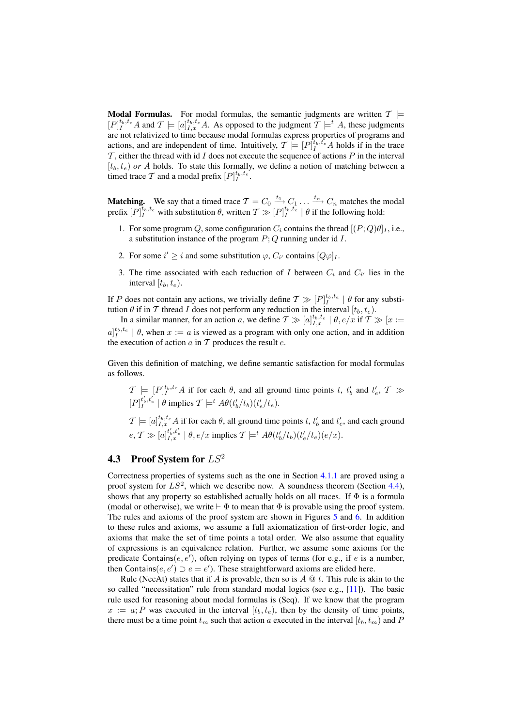**Modal Formulas.** For modal formulas, the semantic judgments are written $\mathcal{T} \models [P]_I^{t_b,t_e} A$ and $\mathcal{T} \models [a]_{I,x}^{t_b,t_e} A$. As opposed to the judgment $\mathcal{T} \models^t A$, these judgments are not relativized to time because modal formulas express properties of programs and actions, and are independent of time. Intuitively, $\mathcal{T} \models [P]_I^{t_b,t_e} A$ holds if in the trace $\mathcal{T}$, either the thread with id $I$ does not execute the sequence of actions $P$ in the interval $[t_b, t_e)$ *or* $A$ holds. To state this formally, we define a notion of matching between a timed trace $\mathcal{T}$ and a modal prefix $[P]_I^{t_b,t_e}$.

**Matching.** We say that a timed trace $\mathcal{T} = C_0 \xrightarrow{t_1} C_1 \ldots \xrightarrow{t_n} C_n$ matches the modal prefix $[P]_I^{t_b,t_e}$ with substitution $\theta$, written $\mathcal{T} \gg [P]_I^{t_b,t_e} \mid \theta$ if the following hold:

1. For some program $Q$, some configuration $C_i$ contains the thread $[(P;Q)\theta]_I$, i.e., a substitution instance of the program $P;Q$ running under id $I$.
2. For some $i' \geq i$ and some substitution $\varphi$, $C_{i'}$ contains $[Q\varphi]_I$.
3. The time associated with each reduction of $I$ between $C_i$ and $C_{i'}$ lies in the interval $[t_b, t_e)$.

If $P$ does not contain any actions, we trivially define $\mathcal{T} \gg [P]_I^{t_b,t_e} \mid \theta$ for any substitution $\theta$ if in $\mathcal{T}$ thread $I$ does not perform any reduction in the interval $[t_b, t_e)$.

In a similar manner, for an action $a$, we define $\mathcal{T} \gg [a]_{I,x}^{t_b,t_e} \mid \theta, e/x$ if $\mathcal{T} \gg [x := a]_I^{t_b,t_e} \mid \theta$, when $x := a$ is viewed as a program with only one action, and in addition the execution of action $a$ in $\mathcal{T}$ produces the result $e$.

Given this definition of matching, we define semantic satisfaction for modal formulas as follows.

> $\mathcal{T} \models [P]_I^{t_b,t_e} A$ if for each $\theta$, and all ground time points $t$, $t_b'$ and $t_e'$, $\mathcal{T} \gg [P]_I^{t_b',t_e'} \mid \theta$ implies $\mathcal{T} \models^t A\theta(t_b'/t_b)(t_e'/t_e)$.
>
> $\mathcal{T} \models [a]_{I,x}^{t_b,t_e} A$ if for each $\theta$, all ground time points $t$, $t_b'$ and $t_e'$, and each ground $e$, $\mathcal{T} \gg [a]_{I,x}^{t_b',t_e'} \mid \theta, e/x$ implies $\mathcal{T} \models^t A\theta(t_b'/t_b)(t_e'/t_e)(e/x)$.

### 4.3 Proof System for $LS^2$

Correctness properties of systems such as the one in Section 4.1.1 are proved using a proof system for $LS^2$, which we describe now. A soundness theorem (Section 4.4), shows that any property so established actually holds on all traces. If $\Phi$ is a formula (modal or otherwise), we write $\vdash \Phi$ to mean that $\Phi$ is provable using the proof system. The rules and axioms of the proof system are shown in Figures 5 and 6. In addition to these rules and axioms, we assume a full axiomatization of first-order logic, and axioms that make the set of time points a total order. We also assume that equality of expressions is an equivalence relation. Further, we assume some axioms for the predicate $\mathsf{Contains}(e, e')$, often relying on types of terms (for e.g., if $e$ is a number, then $\mathsf{Contains}(e, e') \supset e = e'$). These straightforward axioms are elided here.

Rule (NecAt) states that if $A$ is provable, then so is $A$ @ $t$. This rule is akin to the so called "necessitation" rule from standard modal logics (see e.g., [11]). The basic rule used for reasoning about modal formulas is (Seq). If we know that the program $x := a; P$ was executed in the interval $[t_b, t_e)$, then by the density of time points, there must be a time point $t_m$ such that action $a$ executed in the interval $[t_b, t_m)$ and $P$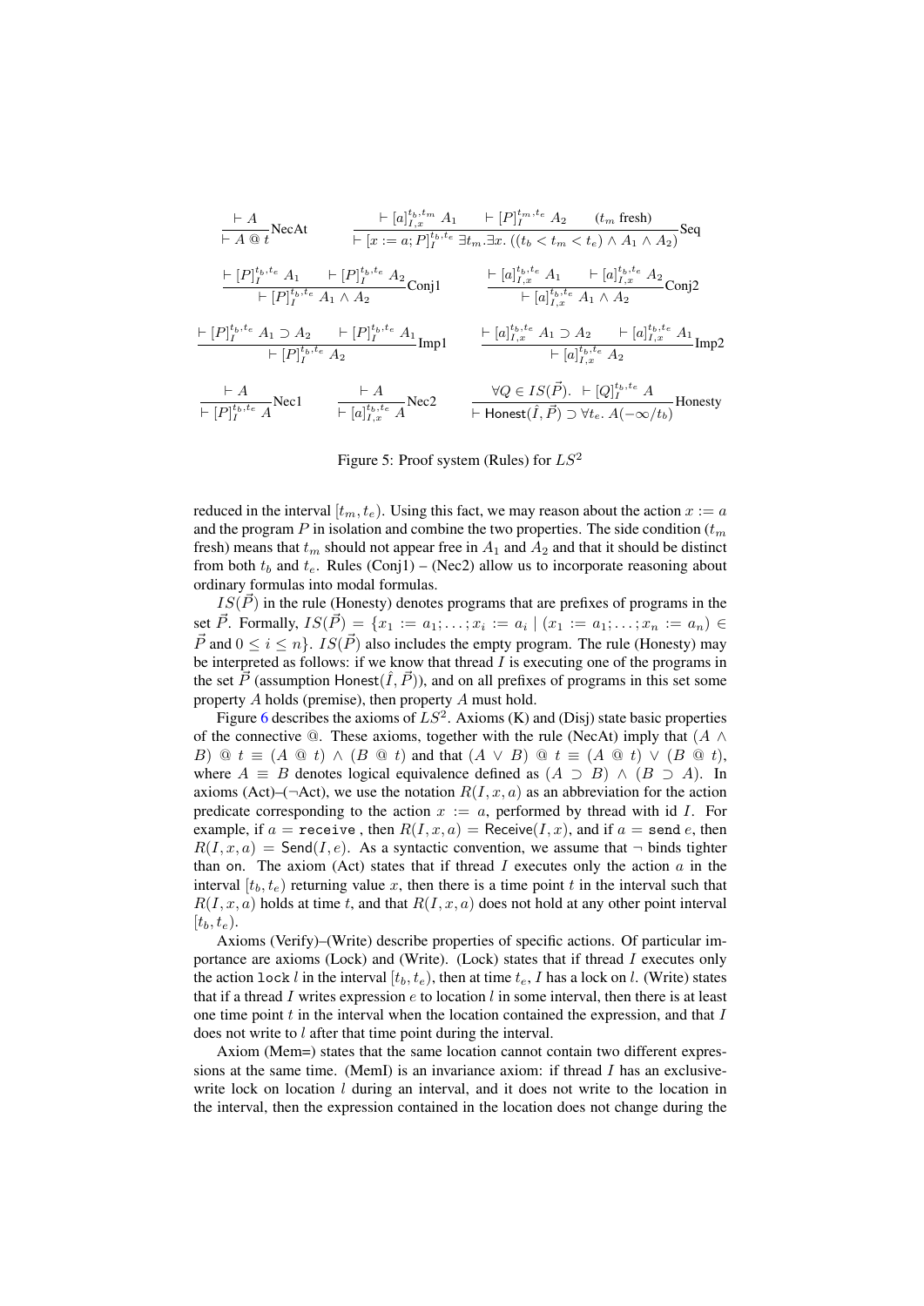$$\frac{\vdash A}{\vdash A \mathbin{@} t}\text{NecAt} \qquad \frac{\vdash [a]_{I,x}^{t_b,t_m}\ A_1 \qquad \vdash [P]_I^{t_m,t_e}\ A_2 \qquad (t_m \text{ fresh})}{\vdash [x := a; P]_I^{t_b,t_e}\ \exists t_m.\exists x.\ ((t_b < t_m < t_e) \wedge A_1 \wedge A_2)}\text{Seq}$$

$$\frac{\vdash [P]_I^{t_b,t_e}\ A_1 \qquad \vdash [P]_I^{t_b,t_e}\ A_2}{\vdash [P]_I^{t_b,t_e}\ A_1 \wedge A_2}\text{Conj1} \qquad \frac{\vdash [a]_{I,x}^{t_b,t_e}\ A_1 \qquad \vdash [a]_{I,x}^{t_b,t_e}\ A_2}{\vdash [a]_{I,x}^{t_b,t_e}\ A_1 \wedge A_2}\text{Conj2}$$

$$\frac{\vdash [P]_I^{t_b,t_e}\ A_1 \supset A_2 \qquad \vdash [P]_I^{t_b,t_e}\ A_1}{\vdash [P]_I^{t_b,t_e}\ A_2}\text{Imp1} \qquad \frac{\vdash [a]_{I,x}^{t_b,t_e}\ A_1 \supset A_2 \qquad \vdash [a]_{I,x}^{t_b,t_e}\ A_1}{\vdash [a]_{I,x}^{t_b,t_e}\ A_2}\text{Imp2}$$

$$\frac{\vdash A}{\vdash [P]_I^{t_b,t_e}\ A}\text{Nec1} \qquad \frac{\vdash A}{\vdash [a]_{I,x}^{t_b,t_e}\ A}\text{Nec2} \qquad \frac{\forall Q \in IS(\vec{P}).\ \vdash [Q]_I^{t_b,t_e}\ A}{\vdash \mathsf{Honest}(\hat{I}, \vec{P}) \supset \forall t_e.\ A(-\infty/t_b)}\text{Honesty}$$

Figure 5: Proof system (Rules) for $LS^2$

reduced in the interval $[t_m, t_e)$. Using this fact, we may reason about the action $x := a$ and the program $P$ in isolation and combine the two properties. The side condition ($t_m$ fresh) means that $t_m$ should not appear free in $A_1$ and $A_2$ and that it should be distinct from both $t_b$ and $t_e$. Rules (Conj1) – (Nec2) allow us to incorporate reasoning about ordinary formulas into modal formulas.

$IS(\vec{P})$ in the rule (Honesty) denotes programs that are prefixes of programs in the set $\vec{P}$. Formally, $IS(\vec{P}) = \{x_1 := a_1; \ldots; x_i := a_i \mid (x_1 := a_1; \ldots; x_n := a_n) \in \vec{P}$ and $0 \leq i \leq n\}$. $IS(\vec{P})$ also includes the empty program. The rule (Honesty) may be interpreted as follows: if we know that thread $I$ is executing one of the programs in the set $\vec{P}$ (assumption $\mathsf{Honest}(\hat{I}, \vec{P})$), and on all prefixes of programs in this set some property $A$ holds (premise), then property $A$ must hold.

Figure 6 describes the axioms of $LS^2$. Axioms (K) and (Disj) state basic properties of the connective @. These axioms, together with the rule (NecAt) imply that $(A \wedge B) \mathbin{@} t \equiv (A \mathbin{@} t) \wedge (B \mathbin{@} t)$ and that $(A \vee B) \mathbin{@} t \equiv (A \mathbin{@} t) \vee (B \mathbin{@} t)$, where $A \equiv B$ denotes logical equivalence defined as $(A \supset B) \wedge (B \supset A)$. In axioms (Act)–($\neg$Act), we use the notation $R(I, x, a)$ as an abbreviation for the action predicate corresponding to the action $x := a$, performed by thread with id $I$. For example, if $a =$ `receive` , then $R(I, x, a) = \mathsf{Receive}(I, x)$, and if $a =$ `send` $e$, then $R(I, x, a) = \mathsf{Send}(I, e)$. As a syntactic convention, we assume that $\neg$ binds tighter than on. The axiom (Act) states that if thread $I$ executes only the action $a$ in the interval $[t_b, t_e)$ returning value $x$, then there is a time point $t$ in the interval such that $R(I, x, a)$ holds at time $t$, and that $R(I, x, a)$ does not hold at any other point interval $[t_b, t_e)$.

Axioms (Verify)–(Write) describe properties of specific actions. Of particular importance are axioms (Lock) and (Write). (Lock) states that if thread $I$ executes only the action `lock` $l$ in the interval $[t_b, t_e)$, then at time $t_e$, $I$ has a lock on $l$. (Write) states that if a thread $I$ writes expression $e$ to location $l$ in some interval, then there is at least one time point $t$ in the interval when the location contained the expression, and that $I$ does not write to $l$ after that time point during the interval.

Axiom (Mem=) states that the same location cannot contain two different expressions at the same time. (MemI) is an invariance axiom: if thread $I$ has an exclusive-write lock on location $l$ during an interval, and it does not write to the location in the interval, then the expression contained in the location does not change during the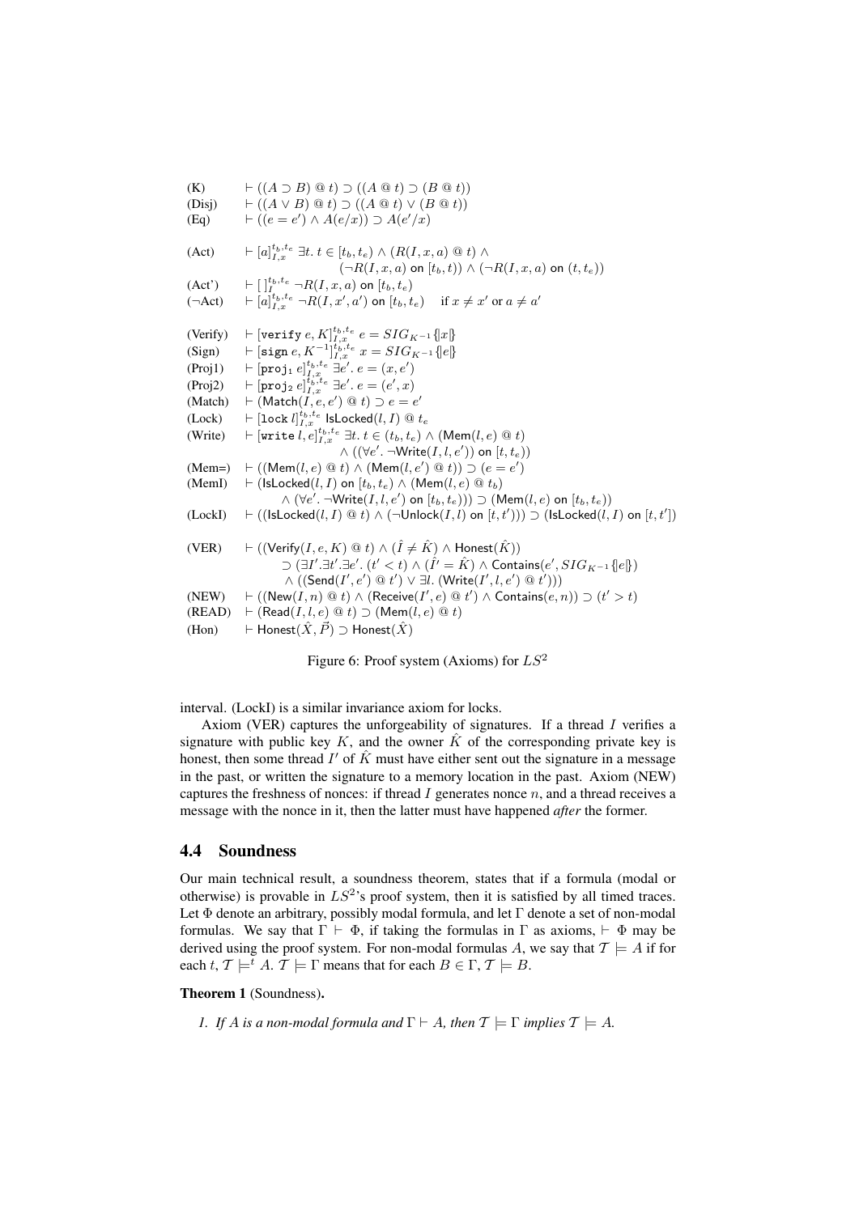| | |
|---|---|
| (K) | $\vdash ((A \supset B) @ t) \supset ((A @ t) \supset (B @ t))$ |
| (Disj) | $\vdash ((A \vee B) @ t) \supset ((A @ t) \vee (B @ t))$ |
| (Eq) | $\vdash ((e = e') \wedge A(e/x)) \supset A(e'/x)$ |
| (Act) | $\vdash [a]_{I,x}^{t_b,t_e} \exists t.\ t \in [t_b, t_e) \wedge (R(I,x,a) @ t) \wedge (\neg R(I,x,a) \text{ on } [t_b,t)) \wedge (\neg R(I,x,a) \text{ on } (t,t_e))$ |
| (Act') | $\vdash [\,]_{I}^{t_b,t_e} \neg R(I,x,a) \text{ on } [t_b,t_e)$ |
| ($\neg$Act) | $\vdash [a]_{I,x}^{t_b,t_e} \neg R(I,x',a') \text{ on } [t_b,t_e)$ if $x \neq x'$ or $a \neq a'$ |
| (Verify) | $\vdash [\texttt{verify}\ e, K]_{I,x}^{t_b,t_e}\ e = SIG_{K^{-1}}\{\!\|x\|\!\}$ |
| (Sign) | $\vdash [\texttt{sign}\ e, K^{-1}]_{I,x}^{t_b,t_e}\ x = SIG_{K^{-1}}\{\!\|e\|\!\}$ |
| (Proj1) | $\vdash [\texttt{proj}_1\ e]_{I,x}^{t_b,t_e} \exists e'.\ e = (x, e')$ |
| (Proj2) | $\vdash [\texttt{proj}_2\ e]_{I,x}^{t_b,t_e} \exists e'.\ e = (e', x)$ |
| (Match) | $\vdash (\mathsf{Match}(I,e,e') @ t) \supset e = e'$ |
| (Lock) | $\vdash [\texttt{lock}\ l]_{I,x}^{t_b,t_e} \mathsf{IsLocked}(l,I) @ t_e$ |
| (Write) | $\vdash [\texttt{write}\ l, e]_{I,x}^{t_b,t_e} \exists t.\ t \in (t_b,t_e) \wedge (\mathsf{Mem}(l,e) @ t) \wedge ((\forall e'.\ \neg\mathsf{Write}(I,l,e')) \text{ on } [t,t_e))$ |
| (Mem=) | $\vdash ((\mathsf{Mem}(l,e) @ t) \wedge (\mathsf{Mem}(l,e') @ t)) \supset (e = e')$ |
| (MemI) | $\vdash (\mathsf{IsLocked}(l,I) \text{ on } [t_b,t_e) \wedge (\mathsf{Mem}(l,e) @ t_b) \wedge (\forall e'.\ \neg\mathsf{Write}(I,l,e') \text{ on } [t_b,t_e))) \supset (\mathsf{Mem}(l,e) \text{ on } [t_b,t_e))$ |
| (LockI) | $\vdash ((\mathsf{IsLocked}(l,I) @ t) \wedge (\neg\mathsf{Unlock}(I,l) \text{ on } [t,t'))) \supset (\mathsf{IsLocked}(l,I) \text{ on } [t,t'])$ |
| (VER) | $\vdash ((\mathsf{Verify}(I,e,K) @ t) \wedge (\hat{I} \neq \hat{K}) \wedge \mathsf{Honest}(\hat{K})) \supset (\exists I'.\exists t'.\exists e'.\ (t' < t) \wedge (\hat{I'} = \hat{K}) \wedge \mathsf{Contains}(e', SIG_{K^{-1}}\{\!\|e\|\!\}) \wedge ((\mathsf{Send}(I',e') @ t') \vee \exists l.\ (\mathsf{Write}(I',l,e') @ t')))$ |
| (NEW) | $\vdash ((\mathsf{New}(I,n) @ t) \wedge (\mathsf{Receive}(I',e) @ t') \wedge \mathsf{Contains}(e,n)) \supset (t' > t)$ |
| (READ) | $\vdash (\mathsf{Read}(I,l,e) @ t) \supset (\mathsf{Mem}(l,e) @ t)$ |
| (Hon) | $\vdash \mathsf{Honest}(\hat{X}, \vec{P}) \supset \mathsf{Honest}(\hat{X})$ |

Figure 6: Proof system (Axioms) for $LS^2$

interval. (LockI) is a similar invariance axiom for locks.

Axiom (VER) captures the unforgeability of signatures. If a thread $I$ verifies a signature with public key $K$, and the owner $\hat{K}$ of the corresponding private key is honest, then some thread $I'$ of $\hat{K}$ must have either sent out the signature in a message in the past, or written the signature to a memory location in the past. Axiom (NEW) captures the freshness of nonces: if thread $I$ generates nonce $n$, and a thread receives a message with the nonce in it, then the latter must have happened *after* the former.

## 4.4 Soundness

Our main technical result, a soundness theorem, states that if a formula (modal or otherwise) is provable in $LS^2$'s proof system, then it is satisfied by all timed traces. Let $\Phi$ denote an arbitrary, possibly modal formula, and let $\Gamma$ denote a set of non-modal formulas. We say that $\Gamma \vdash \Phi$, if taking the formulas in $\Gamma$ as axioms, $\vdash \Phi$ may be derived using the proof system. For non-modal formulas $A$, we say that $\mathcal{T} \models A$ if for each $t$, $\mathcal{T} \models^t A$. $\mathcal{T} \models \Gamma$ means that for each $B \in \Gamma$, $\mathcal{T} \models B$.

**Theorem 1** (Soundness)**.**

*1. If $A$ is a non-modal formula and $\Gamma \vdash A$, then $\mathcal{T} \models \Gamma$ implies $\mathcal{T} \models A$.*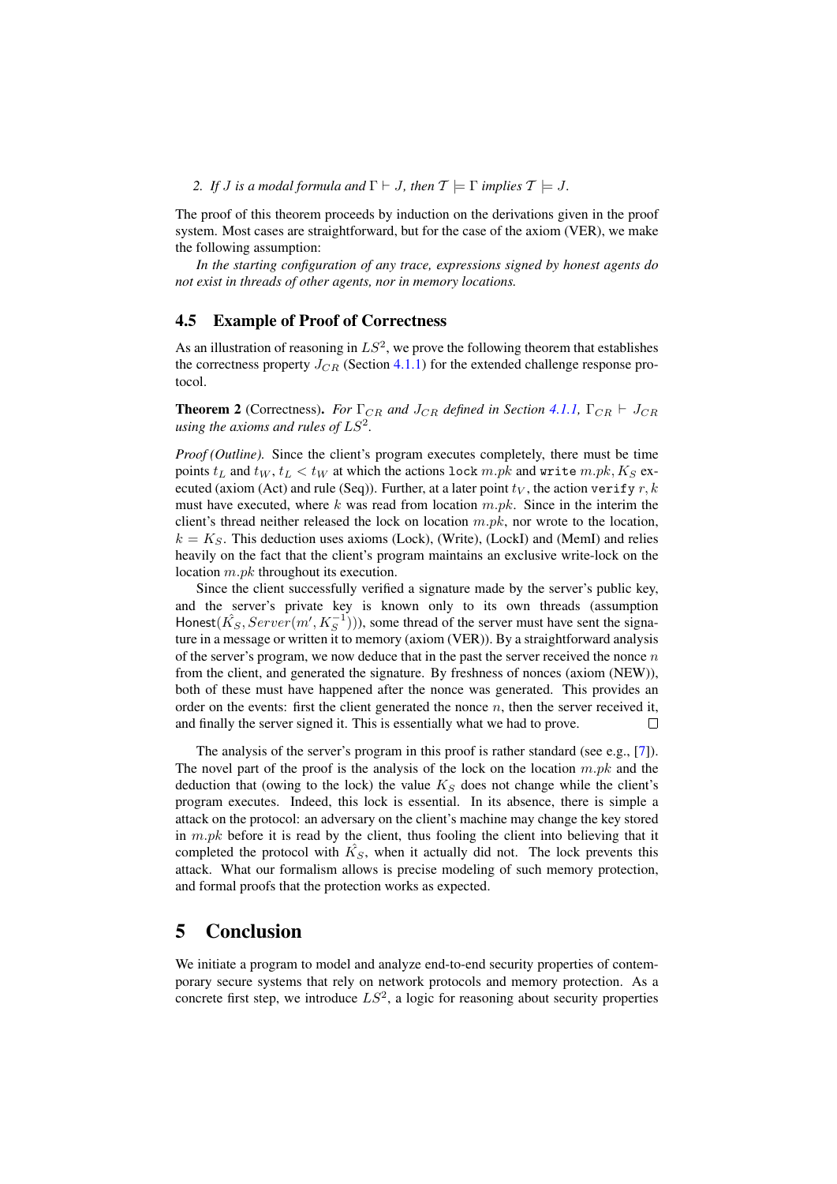2. *If $J$ is a modal formula and $\Gamma \vdash J$, then $\mathcal{T} \models \Gamma$ implies $\mathcal{T} \models J$.*

The proof of this theorem proceeds by induction on the derivations given in the proof system. Most cases are straightforward, but for the case of the axiom (VER), we make the following assumption:

*In the starting configuration of any trace, expressions signed by honest agents do not exist in threads of other agents, nor in memory locations.*

## 4.5 Example of Proof of Correctness

As an illustration of reasoning in $LS^2$, we prove the following theorem that establishes the correctness property $J_{CR}$ (Section 4.1.1) for the extended challenge response protocol.

**Theorem 2** (Correctness). *For $\Gamma_{CR}$ and $J_{CR}$ defined in Section 4.1.1, $\Gamma_{CR} \vdash J_{CR}$ using the axioms and rules of $LS^2$.*

*Proof (Outline).* Since the client's program executes completely, there must be time points $t_L$ and $t_W$, $t_L < t_W$ at which the actions `lock` $m.pk$ and `write` $m.pk, K_S$ executed (axiom (Act) and rule (Seq)). Further, at a later point $t_V$, the action `verify` $r, k$ must have executed, where $k$ was read from location $m.pk$. Since in the interim the client's thread neither released the lock on location $m.pk$, nor wrote to the location, $k = K_S$. This deduction uses axioms (Lock), (Write), (LockI) and (MemI) and relies heavily on the fact that the client's program maintains an exclusive write-lock on the location $m.pk$ throughout its execution.

Since the client successfully verified a signature made by the server's public key, and the server's private key is known only to its own threads (assumption $\mathsf{Honest}(\hat{K_S}, Server(m', K_S^{-1}))$), some thread of the server must have sent the signature in a message or written it to memory (axiom (VER)). By a straightforward analysis of the server's program, we now deduce that in the past the server received the nonce $n$ from the client, and generated the signature. By freshness of nonces (axiom (NEW)), both of these must have happened after the nonce was generated. This provides an order on the events: first the client generated the nonce $n$, then the server received it, and finally the server signed it. This is essentially what we had to prove. □

The analysis of the server's program in this proof is rather standard (see e.g., [7]). The novel part of the proof is the analysis of the lock on the location $m.pk$ and the deduction that (owing to the lock) the value $K_S$ does not change while the client's program executes. Indeed, this lock is essential. In its absence, there is simple a attack on the protocol: an adversary on the client's machine may change the key stored in $m.pk$ before it is read by the client, thus fooling the client into believing that it completed the protocol with $\hat{K_S}$, when it actually did not. The lock prevents this attack. What our formalism allows is precise modeling of such memory protection, and formal proofs that the protection works as expected.

# 5 Conclusion

We initiate a program to model and analyze end-to-end security properties of contemporary secure systems that rely on network protocols and memory protection. As a concrete first step, we introduce $LS^2$, a logic for reasoning about security properties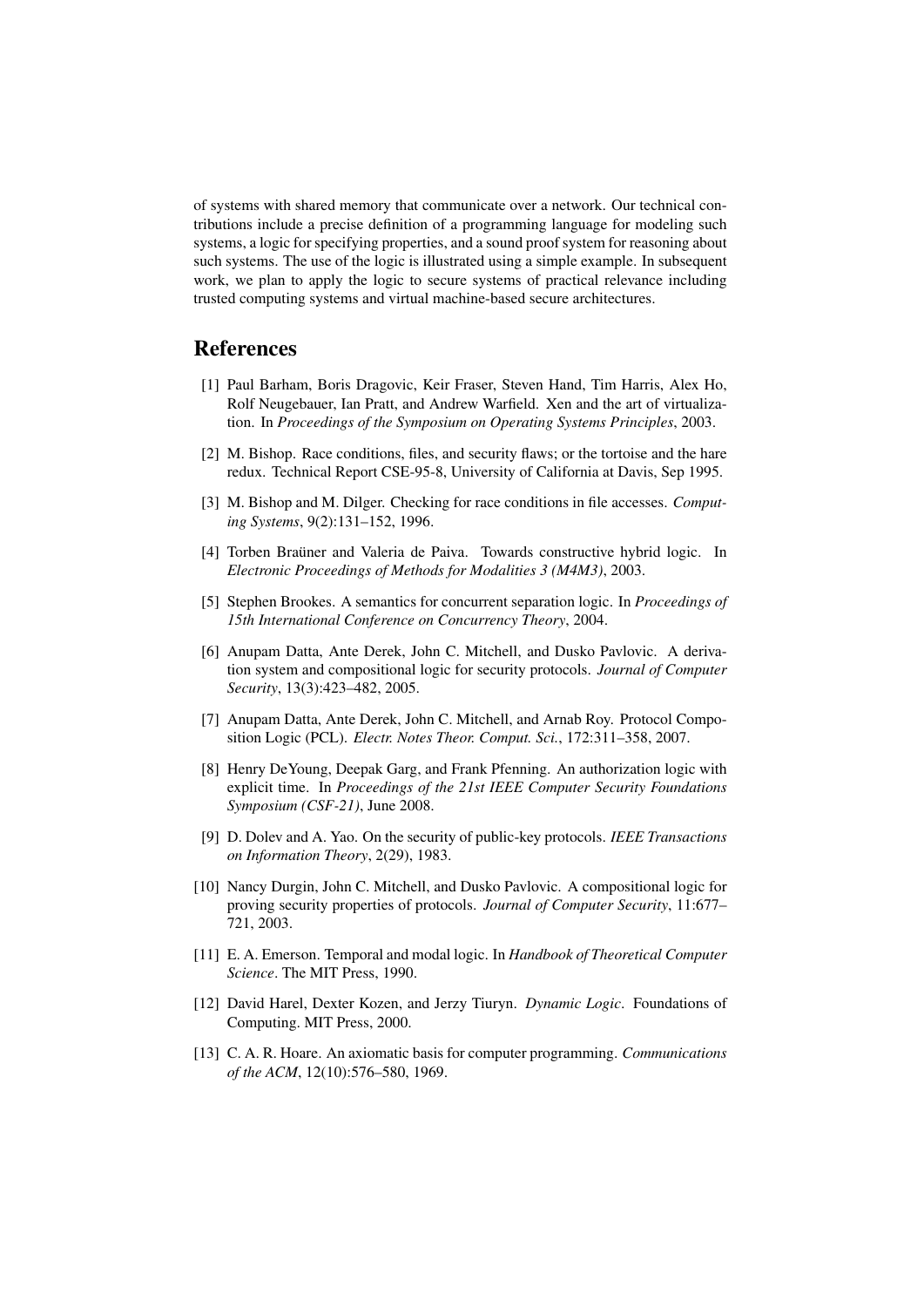of systems with shared memory that communicate over a network. Our technical contributions include a precise definition of a programming language for modeling such systems, a logic for specifying properties, and a sound proof system for reasoning about such systems. The use of the logic is illustrated using a simple example. In subsequent work, we plan to apply the logic to secure systems of practical relevance including trusted computing systems and virtual machine-based secure architectures.

# References

[1] Paul Barham, Boris Dragovic, Keir Fraser, Steven Hand, Tim Harris, Alex Ho, Rolf Neugebauer, Ian Pratt, and Andrew Warfield. Xen and the art of virtualization. In *Proceedings of the Symposium on Operating Systems Principles*, 2003.

[2] M. Bishop. Race conditions, files, and security flaws; or the tortoise and the hare redux. Technical Report CSE-95-8, University of California at Davis, Sep 1995.

[3] M. Bishop and M. Dilger. Checking for race conditions in file accesses. *Computing Systems*, 9(2):131–152, 1996.

[4] Torben Braüner and Valeria de Paiva. Towards constructive hybrid logic. In *Electronic Proceedings of Methods for Modalities 3 (M4M3)*, 2003.

[5] Stephen Brookes. A semantics for concurrent separation logic. In *Proceedings of 15th International Conference on Concurrency Theory*, 2004.

[6] Anupam Datta, Ante Derek, John C. Mitchell, and Dusko Pavlovic. A derivation system and compositional logic for security protocols. *Journal of Computer Security*, 13(3):423–482, 2005.

[7] Anupam Datta, Ante Derek, John C. Mitchell, and Arnab Roy. Protocol Composition Logic (PCL). *Electr. Notes Theor. Comput. Sci.*, 172:311–358, 2007.

[8] Henry DeYoung, Deepak Garg, and Frank Pfenning. An authorization logic with explicit time. In *Proceedings of the 21st IEEE Computer Security Foundations Symposium (CSF-21)*, June 2008.

[9] D. Dolev and A. Yao. On the security of public-key protocols. *IEEE Transactions on Information Theory*, 2(29), 1983.

[10] Nancy Durgin, John C. Mitchell, and Dusko Pavlovic. A compositional logic for proving security properties of protocols. *Journal of Computer Security*, 11:677–721, 2003.

[11] E. A. Emerson. Temporal and modal logic. In *Handbook of Theoretical Computer Science*. The MIT Press, 1990.

[12] David Harel, Dexter Kozen, and Jerzy Tiuryn. *Dynamic Logic*. Foundations of Computing. MIT Press, 2000.

[13] C. A. R. Hoare. An axiomatic basis for computer programming. *Communications of the ACM*, 12(10):576–580, 1969.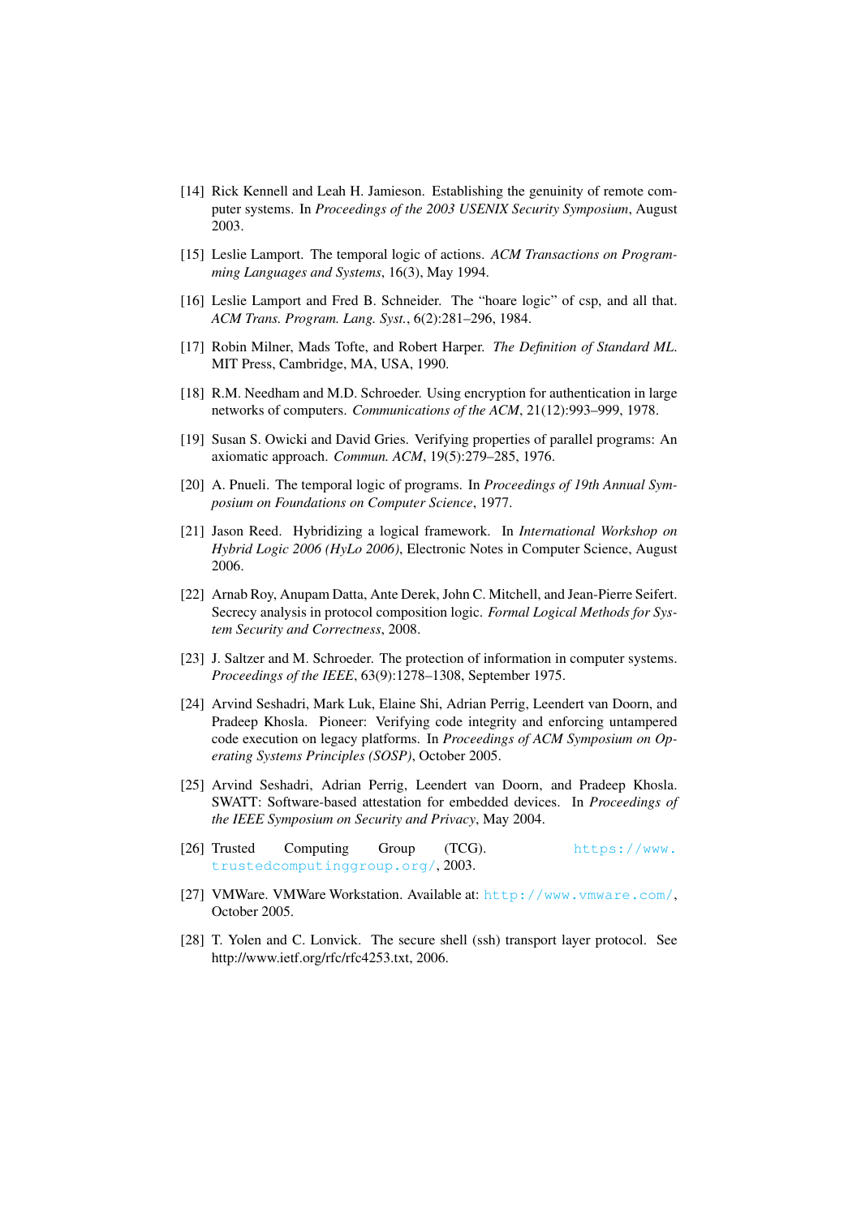[14] Rick Kennell and Leah H. Jamieson. Establishing the genuinity of remote computer systems. In *Proceedings of the 2003 USENIX Security Symposium*, August 2003.

[15] Leslie Lamport. The temporal logic of actions. *ACM Transactions on Programming Languages and Systems*, 16(3), May 1994.

[16] Leslie Lamport and Fred B. Schneider. The "hoare logic" of csp, and all that. *ACM Trans. Program. Lang. Syst.*, 6(2):281–296, 1984.

[17] Robin Milner, Mads Tofte, and Robert Harper. *The Definition of Standard ML*. MIT Press, Cambridge, MA, USA, 1990.

[18] R.M. Needham and M.D. Schroeder. Using encryption for authentication in large networks of computers. *Communications of the ACM*, 21(12):993–999, 1978.

[19] Susan S. Owicki and David Gries. Verifying properties of parallel programs: An axiomatic approach. *Commun. ACM*, 19(5):279–285, 1976.

[20] A. Pnueli. The temporal logic of programs. In *Proceedings of 19th Annual Symposium on Foundations on Computer Science*, 1977.

[21] Jason Reed. Hybridizing a logical framework. In *International Workshop on Hybrid Logic 2006 (HyLo 2006)*, Electronic Notes in Computer Science, August 2006.

[22] Arnab Roy, Anupam Datta, Ante Derek, John C. Mitchell, and Jean-Pierre Seifert. Secrecy analysis in protocol composition logic. *Formal Logical Methods for System Security and Correctness*, 2008.

[23] J. Saltzer and M. Schroeder. The protection of information in computer systems. *Proceedings of the IEEE*, 63(9):1278–1308, September 1975.

[24] Arvind Seshadri, Mark Luk, Elaine Shi, Adrian Perrig, Leendert van Doorn, and Pradeep Khosla. Pioneer: Verifying code integrity and enforcing untampered code execution on legacy platforms. In *Proceedings of ACM Symposium on Operating Systems Principles (SOSP)*, October 2005.

[25] Arvind Seshadri, Adrian Perrig, Leendert van Doorn, and Pradeep Khosla. SWATT: Software-based attestation for embedded devices. In *Proceedings of the IEEE Symposium on Security and Privacy*, May 2004.

[26] Trusted Computing Group (TCG). https://www.trustedcomputinggroup.org/, 2003.

[27] VMWare. VMWare Workstation. Available at: http://www.vmware.com/, October 2005.

[28] T. Yolen and C. Lonvick. The secure shell (ssh) transport layer protocol. See http://www.ietf.org/rfc/rfc4253.txt, 2006.